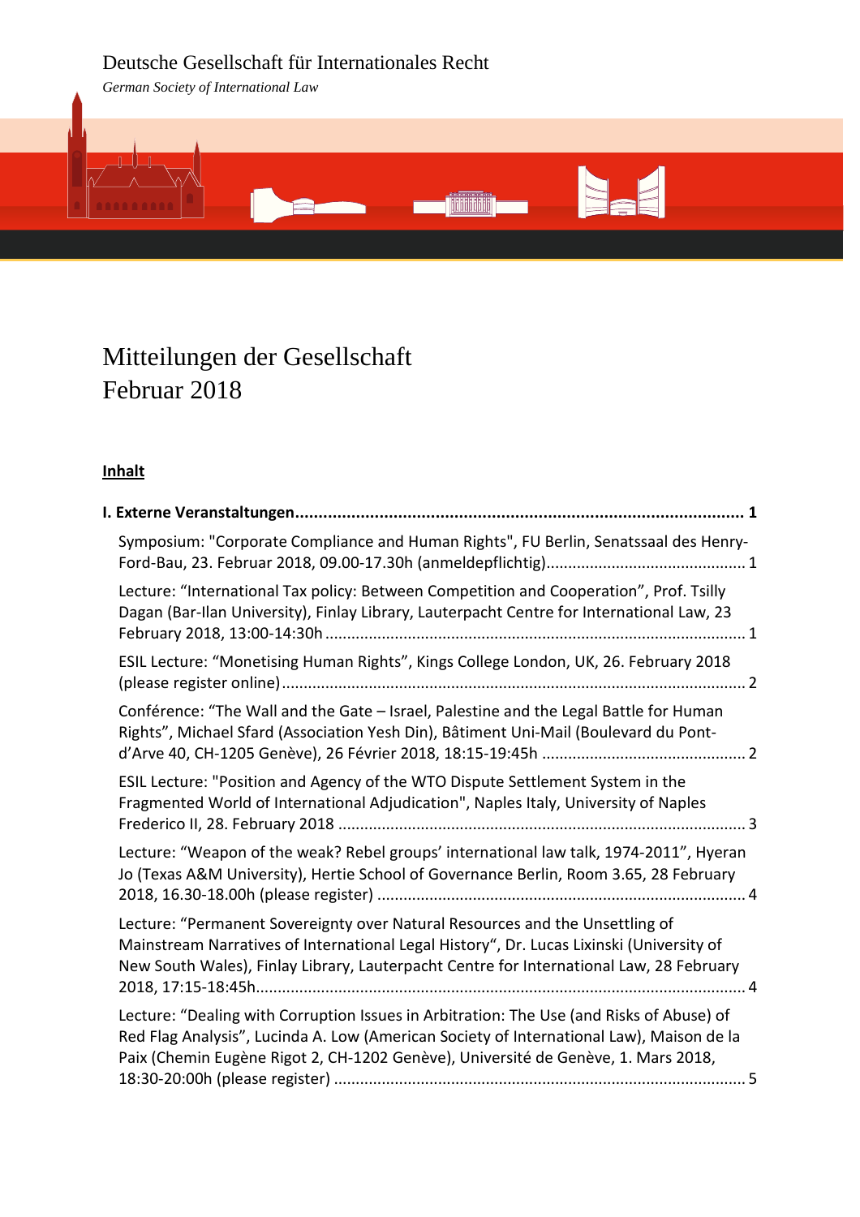Deutsche Gesellschaft für Internationales Recht

*German Society of International Law*

# Mitteilungen der Gesellschaft Februar 2018

**Inhalt**

**I. Externe Veranstaltungen ........................................................................................ 1**

Symposium: "Corporate Compliance and Human Rights", FU Berlin, Senatssaal des Henry-Ford-Bau, 23. Februar 2018, 09.00-17.30h (anmeldepflichtig)............................................. 1

Lecture: "International Tax policy: Between Competition and Cooperation", Prof. Tsilly Dagan (Bar-Ilan University), Finlay Library, Lauterpacht Centre for International Law, 23 February 2018, 13:00-14:30h ............................................................................................... 1

ESIL Lecture: "Monetising Human Rights", Kings College London, UK, 26. February 2018 (please register online)......................................................................................................... 2

Conférence: "The Wall and the Gate – Israel, Palestine and the Legal Battle for Human Rights", Michael Sfard (Association Yesh Din), Bâtiment Uni-Mail (Boulevard du Pont-d'Arve 40, CH-1205 Genève), 26 Février 2018, 18:15-19:45h .............................................. 2

ESIL Lecture: "Position and Agency of the WTO Dispute Settlement System in the Fragmented World of International Adjudication", Naples Italy, University of Naples Frederico II, 28. February 2018 ............................................................................................ 3

Lecture: "Weapon of the weak? Rebel groups' international law talk, 1974-2011", Hyeran Jo (Texas A&M University), Hertie School of Governance Berlin, Room 3.65, 28 February 2018, 16.30-18.00h (please register) .................................................................................... 4

Lecture: "Permanent Sovereignty over Natural Resources and the Unsettling of Mainstream Narratives of International Legal History", Dr. Lucas Lixinski (University of New South Wales), Finlay Library, Lauterpacht Centre for International Law, 28 February 2018, 17:15-18:45h............................................................................................................... 4

Lecture: "Dealing with Corruption Issues in Arbitration: The Use (and Risks of Abuse) of Red Flag Analysis", Lucinda A. Low (American Society of International Law), Maison de la Paix (Chemin Eugène Rigot 2, CH-1202 Genève), Université de Genève, 1. Mars 2018, 18:30-20:00h (please register) ............................................................................................. 5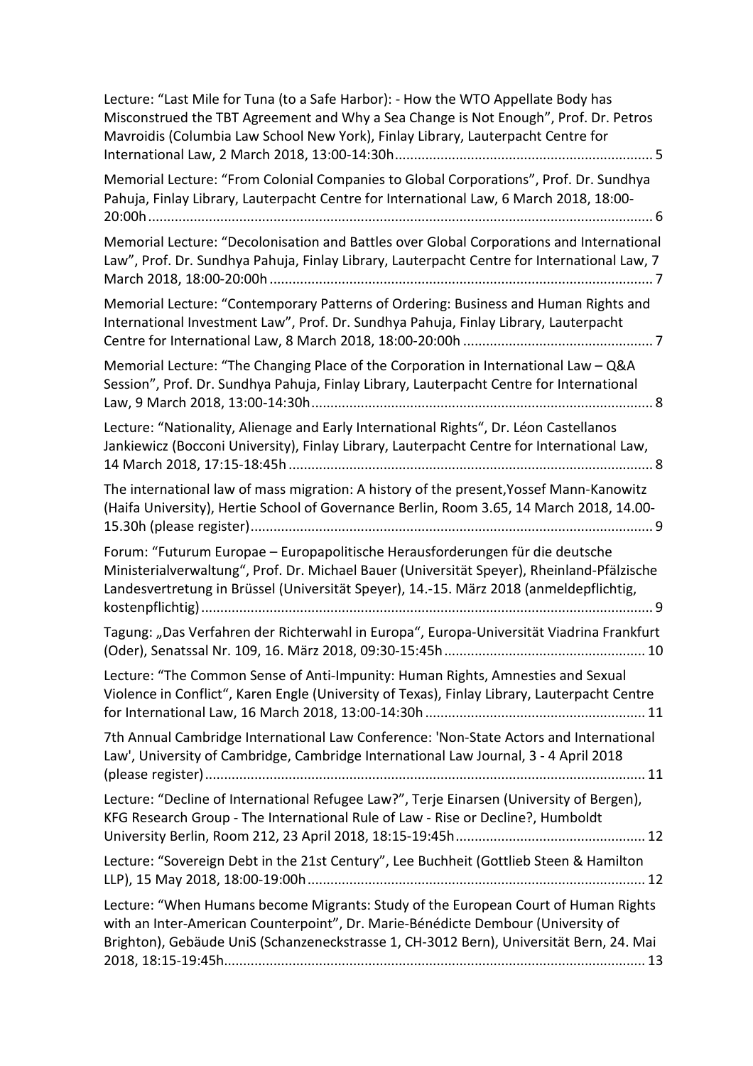Lecture: "Last Mile for Tuna (to a Safe Harbor): - How the WTO Appellate Body has Misconstrued the TBT Agreement and Why a Sea Change is Not Enough", Prof. Dr. Petros Mavroidis (Columbia Law School New York), Finlay Library, Lauterpacht Centre for International Law, 2 March 2018, 13:00-14:30h .................................................................... 5

Memorial Lecture: "From Colonial Companies to Global Corporations", Prof. Dr. Sundhya Pahuja, Finlay Library, Lauterpacht Centre for International Law, 6 March 2018, 18:00-20:00h ........................................................................................................................ 6

Memorial Lecture: "Decolonisation and Battles over Global Corporations and International Law", Prof. Dr. Sundhya Pahuja, Finlay Library, Lauterpacht Centre for International Law, 7 March 2018, 18:00-20:00h ..................................................................................................... 7

Memorial Lecture: "Contemporary Patterns of Ordering: Business and Human Rights and International Investment Law", Prof. Dr. Sundhya Pahuja, Finlay Library, Lauterpacht Centre for International Law, 8 March 2018, 18:00-20:00h .................................................. 7

Memorial Lecture: "The Changing Place of the Corporation in International Law – Q&A Session", Prof. Dr. Sundhya Pahuja, Finlay Library, Lauterpacht Centre for International Law, 9 March 2018, 13:00-14:30h .......................................................................................... 8

Lecture: "Nationality, Alienage and Early International Rights", Dr. Léon Castellanos Jankiewicz (Bocconi University), Finlay Library, Lauterpacht Centre for International Law, 14 March 2018, 17:15-18:45h ................................................................................................ 8

The international law of mass migration: A history of the present,Yossef Mann-Kanowitz (Haifa University), Hertie School of Governance Berlin, Room 3.65, 14 March 2018, 14.00-15.30h (please register) .......................................................................................................... 9

Forum: "Futurum Europae – Europapolitische Herausforderungen für die deutsche Ministerialverwaltung", Prof. Dr. Michael Bauer (Universität Speyer), Rheinland-Pfälzische Landesvertretung in Brüssel (Universität Speyer), 14.-15. März 2018 (anmeldepflichtig, kostenpflichtig) ...................................................................................................................... 9

Tagung: „Das Verfahren der Richterwahl in Europa", Europa-Universität Viadrina Frankfurt (Oder), Senatssal Nr. 109, 16. März 2018, 09:30-15:45h ..................................................... 10

Lecture: "The Common Sense of Anti-Impunity: Human Rights, Amnesties and Sexual Violence in Conflict", Karen Engle (University of Texas), Finlay Library, Lauterpacht Centre for International Law, 16 March 2018, 13:00-14:30h ........................................................... 11

7th Annual Cambridge International Law Conference: 'Non-State Actors and International Law', University of Cambridge, Cambridge International Law Journal, 3 - 4 April 2018 (please register) ................................................................................................................... 11

Lecture: "Decline of International Refugee Law?", Terje Einarsen (University of Bergen), KFG Research Group - The International Rule of Law - Rise or Decline?, Humboldt University Berlin, Room 212, 23 April 2018, 18:15-19:45h .................................................. 12

Lecture: "Sovereign Debt in the 21st Century", Lee Buchheit (Gottlieb Steen & Hamilton LLP), 15 May 2018, 18:00-19:00h ......................................................................................... 12

Lecture: "When Humans become Migrants: Study of the European Court of Human Rights with an Inter-American Counterpoint", Dr. Marie-Bénédicte Dembour (University of Brighton), Gebäude UniS (Schanzeneckstrasse 1, CH-3012 Bern), Universität Bern, 24. Mai 2018, 18:15-19:45h .............................................................................................................. 13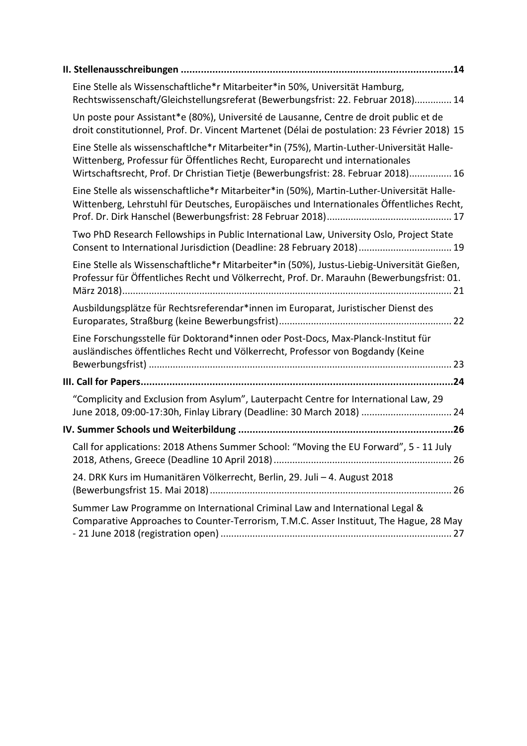**II. Stellenausschreibungen ..... 14**

Eine Stelle als Wissenschaftliche*r Mitarbeiter*in 50%, Universität Hamburg, Rechtswissenschaft/Gleichstellungsreferat (Bewerbungsfrist: 22. Februar 2018) ..... 14

Un poste pour Assistant*e (80%), Université de Lausanne, Centre de droit public et de droit constitutionnel, Prof. Dr. Vincent Martenet (Délai de postulation: 23 Février 2018) 15

Eine Stelle als wissenschaftlche*r Mitarbeiter*in (75%), Martin-Luther-Universität Halle-Wittenberg, Professur für Öffentliches Recht, Europarecht und internationales Wirtschaftsrecht, Prof. Dr Christian Tietje (Bewerbungsfrist: 28. Februar 2018) ..... 16

Eine Stelle als wissenschaftliche*r Mitarbeiter*in (50%), Martin-Luther-Universität Halle-Wittenberg, Lehrstuhl für Deutsches, Europäisches und Internationales Öffentliches Recht, Prof. Dr. Dirk Hanschel (Bewerbungsfrist: 28 Februar 2018) ..... 17

Two PhD Research Fellowships in Public International Law, University Oslo, Project State Consent to International Jurisdiction (Deadline: 28 February 2018) ..... 19

Eine Stelle als Wissenschaftliche*r Mitarbeiter*in (50%), Justus-Liebig-Universität Gießen, Professur für Öffentliches Recht und Völkerrecht, Prof. Dr. Marauhn (Bewerbungsfrist: 01. März 2018) ..... 21

Ausbildungsplätze für Rechtsreferendar*innen im Europarat, Juristischer Dienst des Europarates, Straßburg (keine Bewerbungsfrist) ..... 22

Eine Forschungsstelle für Doktorand*innen oder Post-Docs, Max-Planck-Institut für ausländisches öffentliches Recht und Völkerrecht, Professor von Bogdandy (Keine Bewerbungsfrist) ..... 23

**III. Call for Papers ..... 24**

"Complicity and Exclusion from Asylum", Lauterpacht Centre for International Law, 29 June 2018, 09:00-17:30h, Finlay Library (Deadline: 30 March 2018) ..... 24

**IV. Summer Schools und Weiterbildung ..... 26**

Call for applications: 2018 Athens Summer School: "Moving the EU Forward", 5 - 11 July 2018, Athens, Greece (Deadline 10 April 2018) ..... 26

24. DRK Kurs im Humanitären Völkerrecht, Berlin, 29. Juli – 4. August 2018 (Bewerbungsfrist 15. Mai 2018) ..... 26

Summer Law Programme on International Criminal Law and International Legal & Comparative Approaches to Counter-Terrorism, T.M.C. Asser Instituut, The Hague, 28 May - 21 June 2018 (registration open) ..... 27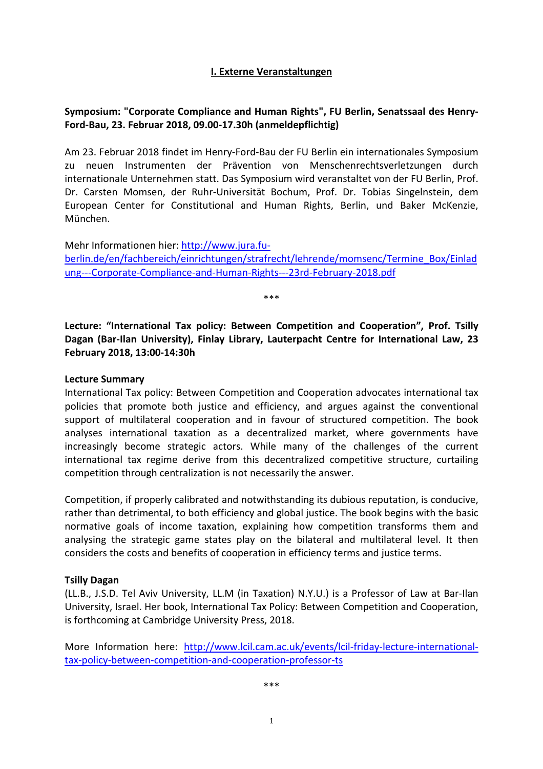## I. Externe Veranstaltungen

**Symposium: "Corporate Compliance and Human Rights", FU Berlin, Senatssaal des Henry-Ford-Bau, 23. Februar 2018, 09.00-17.30h (anmeldepflichtig)**

Am 23. Februar 2018 findet im Henry-Ford-Bau der FU Berlin ein internationales Symposium zu neuen Instrumenten der Prävention von Menschenrechtsverletzungen durch internationale Unternehmen statt. Das Symposium wird veranstaltet von der FU Berlin, Prof. Dr. Carsten Momsen, der Ruhr-Universität Bochum, Prof. Dr. Tobias Singelnstein, dem European Center for Constitutional and Human Rights, Berlin, und Baker McKenzie, München.

Mehr Informationen hier: http://www.jura.fu-berlin.de/en/fachbereich/einrichtungen/strafrecht/lehrende/momsenc/Termine_Box/Einladung---Corporate-Compliance-and-Human-Rights---23rd-February-2018.pdf

\*\*\*

**Lecture: "International Tax policy: Between Competition and Cooperation", Prof. Tsilly Dagan (Bar-Ilan University), Finlay Library, Lauterpacht Centre for International Law, 23 February 2018, 13:00-14:30h**

**Lecture Summary**

International Tax policy: Between Competition and Cooperation advocates international tax policies that promote both justice and efficiency, and argues against the conventional support of multilateral cooperation and in favour of structured competition. The book analyses international taxation as a decentralized market, where governments have increasingly become strategic actors. While many of the challenges of the current international tax regime derive from this decentralized competitive structure, curtailing competition through centralization is not necessarily the answer.

Competition, if properly calibrated and notwithstanding its dubious reputation, is conducive, rather than detrimental, to both efficiency and global justice. The book begins with the basic normative goals of income taxation, explaining how competition transforms them and analysing the strategic game states play on the bilateral and multilateral level. It then considers the costs and benefits of cooperation in efficiency terms and justice terms.

**Tsilly Dagan**

(LL.B., J.S.D. Tel Aviv University, LL.M (in Taxation) N.Y.U.) is a Professor of Law at Bar-Ilan University, Israel. Her book, International Tax Policy: Between Competition and Cooperation, is forthcoming at Cambridge University Press, 2018.

More Information here: http://www.lcil.cam.ac.uk/events/lcil-friday-lecture-international-tax-policy-between-competition-and-cooperation-professor-ts

\*\*\*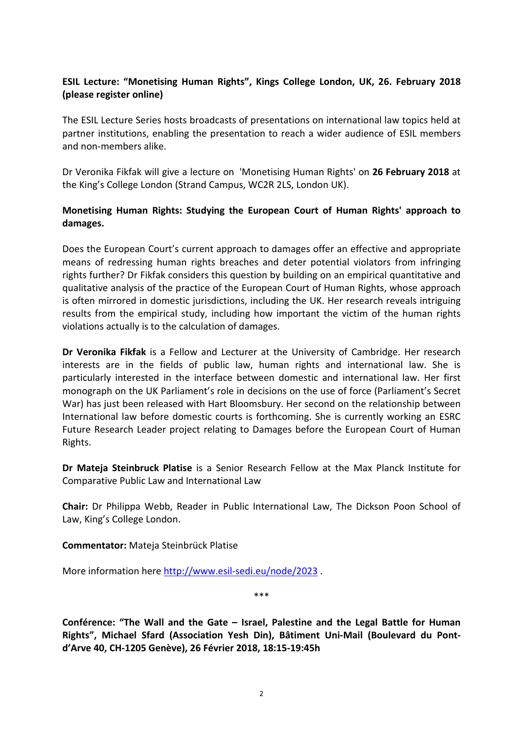**ESIL Lecture: "Monetising Human Rights", Kings College London, UK, 26. February 2018 (please register online)**

The ESIL Lecture Series hosts broadcasts of presentations on international law topics held at partner institutions, enabling the presentation to reach a wider audience of ESIL members and non-members alike.

Dr Veronika Fikfak will give a lecture on 'Monetising Human Rights' on **26 February 2018** at the King's College London (Strand Campus, WC2R 2LS, London UK).

**Monetising Human Rights: Studying the European Court of Human Rights' approach to damages.**

Does the European Court's current approach to damages offer an effective and appropriate means of redressing human rights breaches and deter potential violators from infringing rights further? Dr Fikfak considers this question by building on an empirical quantitative and qualitative analysis of the practice of the European Court of Human Rights, whose approach is often mirrored in domestic jurisdictions, including the UK. Her research reveals intriguing results from the empirical study, including how important the victim of the human rights violations actually is to the calculation of damages.

**Dr Veronika Fikfak** is a Fellow and Lecturer at the University of Cambridge. Her research interests are in the fields of public law, human rights and international law. She is particularly interested in the interface between domestic and international law. Her first monograph on the UK Parliament's role in decisions on the use of force (Parliament's Secret War) has just been released with Hart Bloomsbury. Her second on the relationship between International law before domestic courts is forthcoming. She is currently working an ESRC Future Research Leader project relating to Damages before the European Court of Human Rights.

**Dr Mateja Steinbruck Platise** is a Senior Research Fellow at the Max Planck Institute for Comparative Public Law and International Law

**Chair:** Dr Philippa Webb, Reader in Public International Law, The Dickson Poon School of Law, King's College London.

**Commentator:** Mateja Steinbrück Platise

More information here http://www.esil-sedi.eu/node/2023 .

\*\*\*

**Conférence: "The Wall and the Gate – Israel, Palestine and the Legal Battle for Human Rights", Michael Sfard (Association Yesh Din), Bâtiment Uni-Mail (Boulevard du Pont-d'Arve 40, CH-1205 Genève), 26 Février 2018, 18:15-19:45h**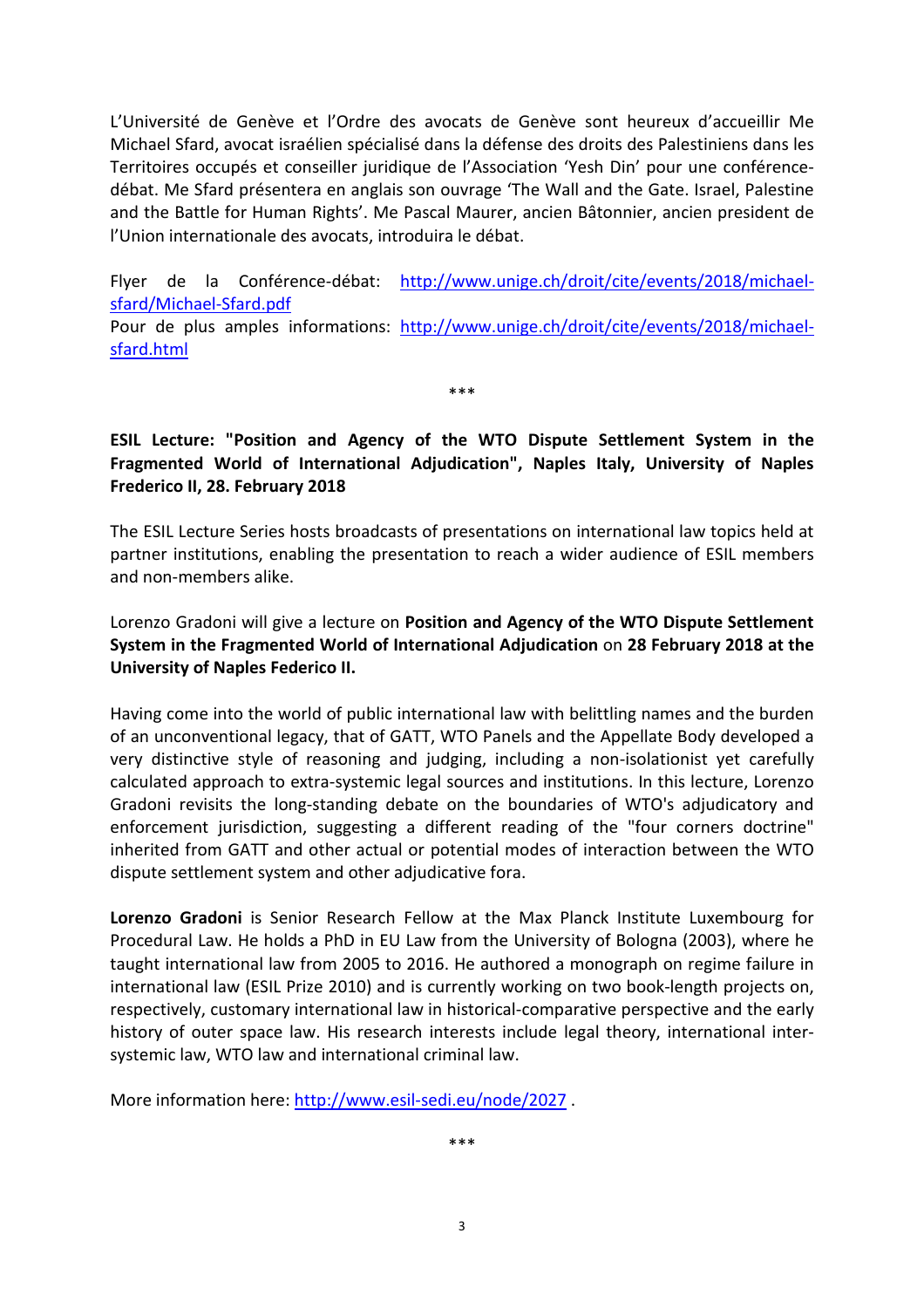L'Université de Genève et l'Ordre des avocats de Genève sont heureux d'accueillir Me Michael Sfard, avocat israélien spécialisé dans la défense des droits des Palestiniens dans les Territoires occupés et conseiller juridique de l'Association 'Yesh Din' pour une conférence-débat. Me Sfard présentera en anglais son ouvrage 'The Wall and the Gate. Israel, Palestine and the Battle for Human Rights'. Me Pascal Maurer, ancien Bâtonnier, ancien president de l'Union internationale des avocats, introduira le débat.

Flyer de la Conférence-débat: http://www.unige.ch/droit/cite/events/2018/michael-sfard/Michael-Sfard.pdf
Pour de plus amples informations: http://www.unige.ch/droit/cite/events/2018/michael-sfard.html

\*\*\*

**ESIL Lecture: "Position and Agency of the WTO Dispute Settlement System in the Fragmented World of International Adjudication", Naples Italy, University of Naples Frederico II, 28. February 2018**

The ESIL Lecture Series hosts broadcasts of presentations on international law topics held at partner institutions, enabling the presentation to reach a wider audience of ESIL members and non-members alike.

Lorenzo Gradoni will give a lecture on **Position and Agency of the WTO Dispute Settlement System in the Fragmented World of International Adjudication** on **28 February 2018 at the University of Naples Federico II.**

Having come into the world of public international law with belittling names and the burden of an unconventional legacy, that of GATT, WTO Panels and the Appellate Body developed a very distinctive style of reasoning and judging, including a non-isolationist yet carefully calculated approach to extra-systemic legal sources and institutions. In this lecture, Lorenzo Gradoni revisits the long-standing debate on the boundaries of WTO's adjudicatory and enforcement jurisdiction, suggesting a different reading of the "four corners doctrine" inherited from GATT and other actual or potential modes of interaction between the WTO dispute settlement system and other adjudicative fora.

**Lorenzo Gradoni** is Senior Research Fellow at the Max Planck Institute Luxembourg for Procedural Law. He holds a PhD in EU Law from the University of Bologna (2003), where he taught international law from 2005 to 2016. He authored a monograph on regime failure in international law (ESIL Prize 2010) and is currently working on two book-length projects on, respectively, customary international law in historical-comparative perspective and the early history of outer space law. His research interests include legal theory, international inter-systemic law, WTO law and international criminal law.

More information here: http://www.esil-sedi.eu/node/2027 .

\*\*\*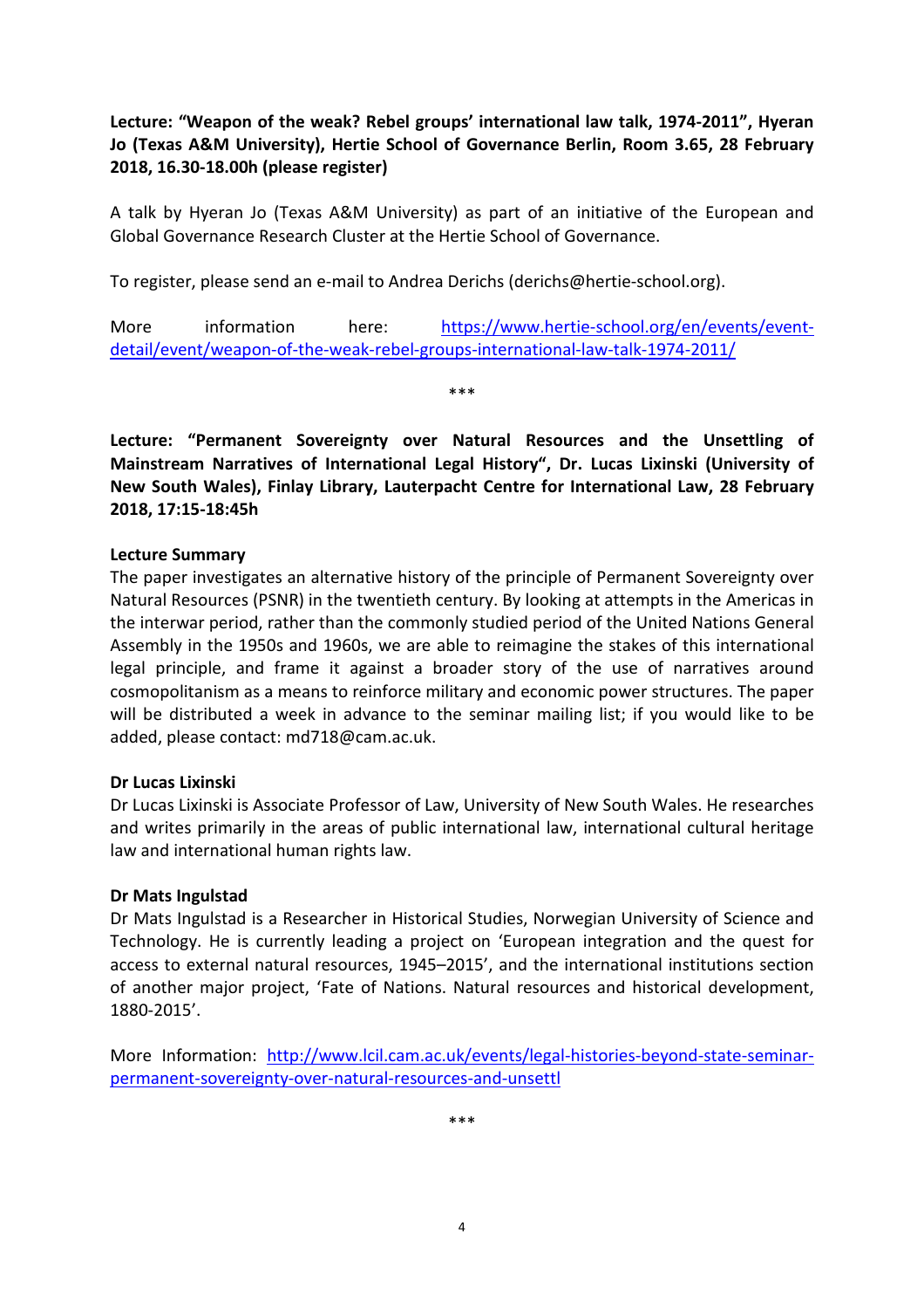**Lecture: "Weapon of the weak? Rebel groups' international law talk, 1974-2011", Hyeran Jo (Texas A&M University), Hertie School of Governance Berlin, Room 3.65, 28 February 2018, 16.30-18.00h (please register)**

A talk by Hyeran Jo (Texas A&M University) as part of an initiative of the European and Global Governance Research Cluster at the Hertie School of Governance.

To register, please send an e-mail to Andrea Derichs (derichs@hertie-school.org).

More information here: [https://www.hertie-school.org/en/events/event-detail/event/weapon-of-the-weak-rebel-groups-international-law-talk-1974-2011/](https://www.hertie-school.org/en/events/event-detail/event/weapon-of-the-weak-rebel-groups-international-law-talk-1974-2011/)

\*\*\*

**Lecture: "Permanent Sovereignty over Natural Resources and the Unsettling of Mainstream Narratives of International Legal History", Dr. Lucas Lixinski (University of New South Wales), Finlay Library, Lauterpacht Centre for International Law, 28 February 2018, 17:15-18:45h**

**Lecture Summary**

The paper investigates an alternative history of the principle of Permanent Sovereignty over Natural Resources (PSNR) in the twentieth century. By looking at attempts in the Americas in the interwar period, rather than the commonly studied period of the United Nations General Assembly in the 1950s and 1960s, we are able to reimagine the stakes of this international legal principle, and frame it against a broader story of the use of narratives around cosmopolitanism as a means to reinforce military and economic power structures. The paper will be distributed a week in advance to the seminar mailing list; if you would like to be added, please contact: md718@cam.ac.uk.

**Dr Lucas Lixinski**

Dr Lucas Lixinski is Associate Professor of Law, University of New South Wales. He researches and writes primarily in the areas of public international law, international cultural heritage law and international human rights law.

**Dr Mats Ingulstad**

Dr Mats Ingulstad is a Researcher in Historical Studies, Norwegian University of Science and Technology. He is currently leading a project on 'European integration and the quest for access to external natural resources, 1945–2015', and the international institutions section of another major project, 'Fate of Nations. Natural resources and historical development, 1880-2015'.

More Information: [http://www.lcil.cam.ac.uk/events/legal-histories-beyond-state-seminar-permanent-sovereignty-over-natural-resources-and-unsettl](http://www.lcil.cam.ac.uk/events/legal-histories-beyond-state-seminar-permanent-sovereignty-over-natural-resources-and-unsettl)

\*\*\*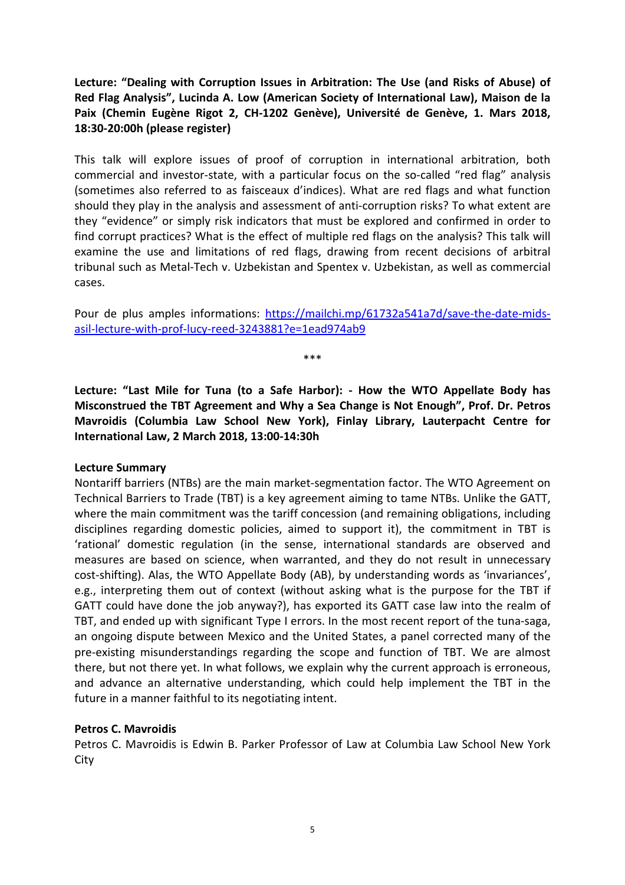**Lecture: "Dealing with Corruption Issues in Arbitration: The Use (and Risks of Abuse) of Red Flag Analysis", Lucinda A. Low (American Society of International Law), Maison de la Paix (Chemin Eugène Rigot 2, CH-1202 Genève), Université de Genève, 1. Mars 2018, 18:30-20:00h (please register)**

This talk will explore issues of proof of corruption in international arbitration, both commercial and investor-state, with a particular focus on the so-called "red flag" analysis (sometimes also referred to as faisceaux d'indices). What are red flags and what function should they play in the analysis and assessment of anti-corruption risks? To what extent are they "evidence" or simply risk indicators that must be explored and confirmed in order to find corrupt practices? What is the effect of multiple red flags on the analysis? This talk will examine the use and limitations of red flags, drawing from recent decisions of arbitral tribunal such as Metal-Tech v. Uzbekistan and Spentex v. Uzbekistan, as well as commercial cases.

Pour de plus amples informations: [https://mailchi.mp/61732a541a7d/save-the-date-mids-asil-lecture-with-prof-lucy-reed-3243881?e=1ead974ab9](https://mailchi.mp/61732a541a7d/save-the-date-mids-asil-lecture-with-prof-lucy-reed-3243881?e=1ead974ab9)

***

**Lecture: "Last Mile for Tuna (to a Safe Harbor): - How the WTO Appellate Body has Misconstrued the TBT Agreement and Why a Sea Change is Not Enough", Prof. Dr. Petros Mavroidis (Columbia Law School New York), Finlay Library, Lauterpacht Centre for International Law, 2 March 2018, 13:00-14:30h**

**Lecture Summary**

Nontariff barriers (NTBs) are the main market-segmentation factor. The WTO Agreement on Technical Barriers to Trade (TBT) is a key agreement aiming to tame NTBs. Unlike the GATT, where the main commitment was the tariff concession (and remaining obligations, including disciplines regarding domestic policies, aimed to support it), the commitment in TBT is 'rational' domestic regulation (in the sense, international standards are observed and measures are based on science, when warranted, and they do not result in unnecessary cost-shifting). Alas, the WTO Appellate Body (AB), by understanding words as 'invariances', e.g., interpreting them out of context (without asking what is the purpose for the TBT if GATT could have done the job anyway?), has exported its GATT case law into the realm of TBT, and ended up with significant Type I errors. In the most recent report of the tuna-saga, an ongoing dispute between Mexico and the United States, a panel corrected many of the pre-existing misunderstandings regarding the scope and function of TBT. We are almost there, but not there yet. In what follows, we explain why the current approach is erroneous, and advance an alternative understanding, which could help implement the TBT in the future in a manner faithful to its negotiating intent.

**Petros C. Mavroidis**

Petros C. Mavroidis is Edwin B. Parker Professor of Law at Columbia Law School New York City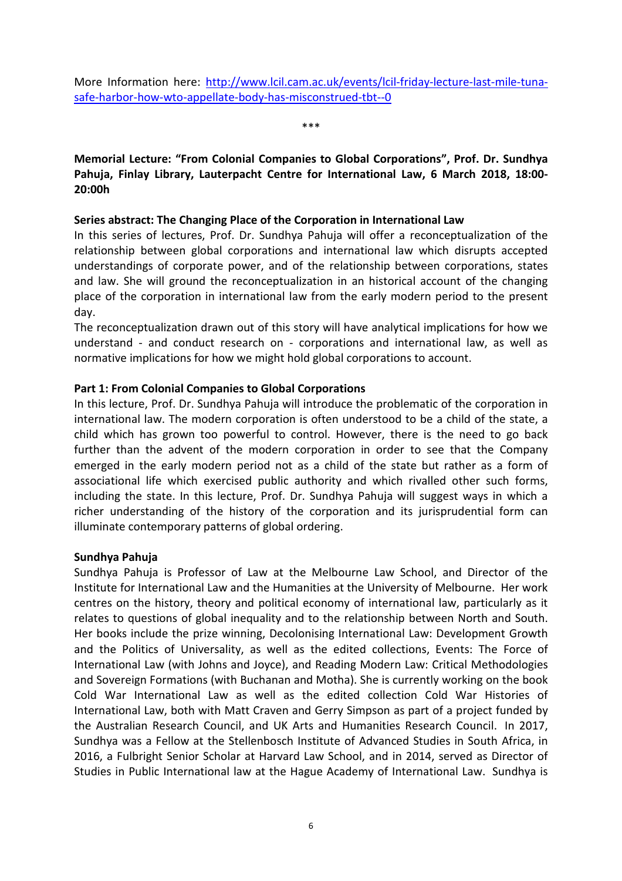More Information here: [http://www.lcil.cam.ac.uk/events/lcil-friday-lecture-last-mile-tuna-safe-harbor-how-wto-appellate-body-has-misconstrued-tbt--0](http://www.lcil.cam.ac.uk/events/lcil-friday-lecture-last-mile-tuna-safe-harbor-how-wto-appellate-body-has-misconstrued-tbt--0)

***

**Memorial Lecture: "From Colonial Companies to Global Corporations", Prof. Dr. Sundhya Pahuja, Finlay Library, Lauterpacht Centre for International Law, 6 March 2018, 18:00-20:00h**

**Series abstract: The Changing Place of the Corporation in International Law**

In this series of lectures, Prof. Dr. Sundhya Pahuja will offer a reconceptualization of the relationship between global corporations and international law which disrupts accepted understandings of corporate power, and of the relationship between corporations, states and law. She will ground the reconceptualization in an historical account of the changing place of the corporation in international law from the early modern period to the present day.

The reconceptualization drawn out of this story will have analytical implications for how we understand - and conduct research on - corporations and international law, as well as normative implications for how we might hold global corporations to account.

**Part 1: From Colonial Companies to Global Corporations**

In this lecture, Prof. Dr. Sundhya Pahuja will introduce the problematic of the corporation in international law. The modern corporation is often understood to be a child of the state, a child which has grown too powerful to control. However, there is the need to go back further than the advent of the modern corporation in order to see that the Company emerged in the early modern period not as a child of the state but rather as a form of associational life which exercised public authority and which rivalled other such forms, including the state. In this lecture, Prof. Dr. Sundhya Pahuja will suggest ways in which a richer understanding of the history of the corporation and its jurisprudential form can illuminate contemporary patterns of global ordering.

**Sundhya Pahuja**

Sundhya Pahuja is Professor of Law at the Melbourne Law School, and Director of the Institute for International Law and the Humanities at the University of Melbourne. Her work centres on the history, theory and political economy of international law, particularly as it relates to questions of global inequality and to the relationship between North and South. Her books include the prize winning, Decolonising International Law: Development Growth and the Politics of Universality, as well as the edited collections, Events: The Force of International Law (with Johns and Joyce), and Reading Modern Law: Critical Methodologies and Sovereign Formations (with Buchanan and Motha). She is currently working on the book Cold War International Law as well as the edited collection Cold War Histories of International Law, both with Matt Craven and Gerry Simpson as part of a project funded by the Australian Research Council, and UK Arts and Humanities Research Council. In 2017, Sundhya was a Fellow at the Stellenbosch Institute of Advanced Studies in South Africa, in 2016, a Fulbright Senior Scholar at Harvard Law School, and in 2014, served as Director of Studies in Public International law at the Hague Academy of International Law. Sundhya is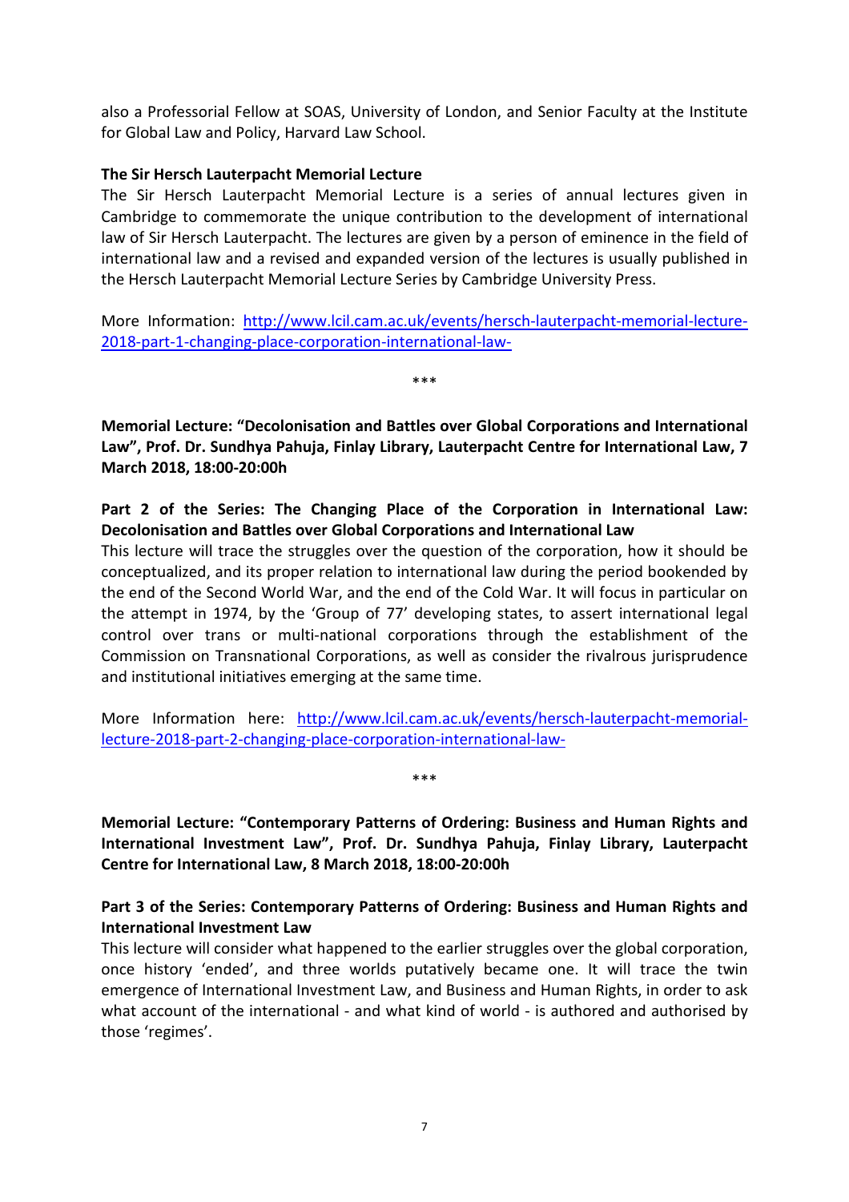also a Professorial Fellow at SOAS, University of London, and Senior Faculty at the Institute for Global Law and Policy, Harvard Law School.

**The Sir Hersch Lauterpacht Memorial Lecture**

The Sir Hersch Lauterpacht Memorial Lecture is a series of annual lectures given in Cambridge to commemorate the unique contribution to the development of international law of Sir Hersch Lauterpacht. The lectures are given by a person of eminence in the field of international law and a revised and expanded version of the lectures is usually published in the Hersch Lauterpacht Memorial Lecture Series by Cambridge University Press.

More Information: [http://www.lcil.cam.ac.uk/events/hersch-lauterpacht-memorial-lecture-2018-part-1-changing-place-corporation-international-law-](http://www.lcil.cam.ac.uk/events/hersch-lauterpacht-memorial-lecture-2018-part-1-changing-place-corporation-international-law-)

\*\*\*

**Memorial Lecture: "Decolonisation and Battles over Global Corporations and International Law", Prof. Dr. Sundhya Pahuja, Finlay Library, Lauterpacht Centre for International Law, 7 March 2018, 18:00-20:00h**

**Part 2 of the Series: The Changing Place of the Corporation in International Law: Decolonisation and Battles over Global Corporations and International Law**

This lecture will trace the struggles over the question of the corporation, how it should be conceptualized, and its proper relation to international law during the period bookended by the end of the Second World War, and the end of the Cold War. It will focus in particular on the attempt in 1974, by the 'Group of 77' developing states, to assert international legal control over trans or multi-national corporations through the establishment of the Commission on Transnational Corporations, as well as consider the rivalrous jurisprudence and institutional initiatives emerging at the same time.

More Information here: [http://www.lcil.cam.ac.uk/events/hersch-lauterpacht-memorial-lecture-2018-part-2-changing-place-corporation-international-law-](http://www.lcil.cam.ac.uk/events/hersch-lauterpacht-memorial-lecture-2018-part-2-changing-place-corporation-international-law-)

\*\*\*

**Memorial Lecture: "Contemporary Patterns of Ordering: Business and Human Rights and International Investment Law", Prof. Dr. Sundhya Pahuja, Finlay Library, Lauterpacht Centre for International Law, 8 March 2018, 18:00-20:00h**

**Part 3 of the Series: Contemporary Patterns of Ordering: Business and Human Rights and International Investment Law**

This lecture will consider what happened to the earlier struggles over the global corporation, once history 'ended', and three worlds putatively became one. It will trace the twin emergence of International Investment Law, and Business and Human Rights, in order to ask what account of the international - and what kind of world - is authored and authorised by those 'regimes'.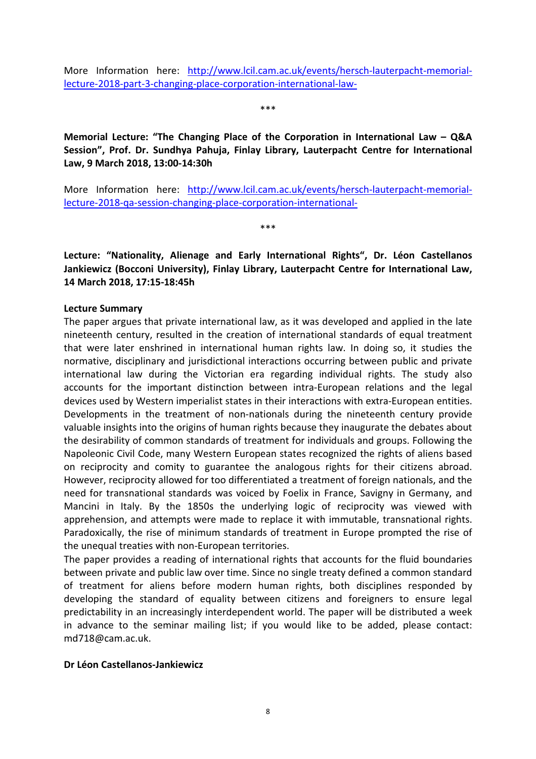More Information here: [http://www.lcil.cam.ac.uk/events/hersch-lauterpacht-memorial-lecture-2018-part-3-changing-place-corporation-international-law-](http://www.lcil.cam.ac.uk/events/hersch-lauterpacht-memorial-lecture-2018-part-3-changing-place-corporation-international-law-)

***

**Memorial Lecture: "The Changing Place of the Corporation in International Law – Q&A Session", Prof. Dr. Sundhya Pahuja, Finlay Library, Lauterpacht Centre for International Law, 9 March 2018, 13:00-14:30h**

More Information here: [http://www.lcil.cam.ac.uk/events/hersch-lauterpacht-memorial-lecture-2018-qa-session-changing-place-corporation-international-](http://www.lcil.cam.ac.uk/events/hersch-lauterpacht-memorial-lecture-2018-qa-session-changing-place-corporation-international-)

***

**Lecture: "Nationality, Alienage and Early International Rights", Dr. Léon Castellanos Jankiewicz (Bocconi University), Finlay Library, Lauterpacht Centre for International Law, 14 March 2018, 17:15-18:45h**

**Lecture Summary**

The paper argues that private international law, as it was developed and applied in the late nineteenth century, resulted in the creation of international standards of equal treatment that were later enshrined in international human rights law. In doing so, it studies the normative, disciplinary and jurisdictional interactions occurring between public and private international law during the Victorian era regarding individual rights. The study also accounts for the important distinction between intra-European relations and the legal devices used by Western imperialist states in their interactions with extra-European entities. Developments in the treatment of non-nationals during the nineteenth century provide valuable insights into the origins of human rights because they inaugurate the debates about the desirability of common standards of treatment for individuals and groups. Following the Napoleonic Civil Code, many Western European states recognized the rights of aliens based on reciprocity and comity to guarantee the analogous rights for their citizens abroad. However, reciprocity allowed for too differentiated a treatment of foreign nationals, and the need for transnational standards was voiced by Foelix in France, Savigny in Germany, and Mancini in Italy. By the 1850s the underlying logic of reciprocity was viewed with apprehension, and attempts were made to replace it with immutable, transnational rights. Paradoxically, the rise of minimum standards of treatment in Europe prompted the rise of the unequal treaties with non-European territories.

The paper provides a reading of international rights that accounts for the fluid boundaries between private and public law over time. Since no single treaty defined a common standard of treatment for aliens before modern human rights, both disciplines responded by developing the standard of equality between citizens and foreigners to ensure legal predictability in an increasingly interdependent world. The paper will be distributed a week in advance to the seminar mailing list; if you would like to be added, please contact: md718@cam.ac.uk.

**Dr Léon Castellanos-Jankiewicz**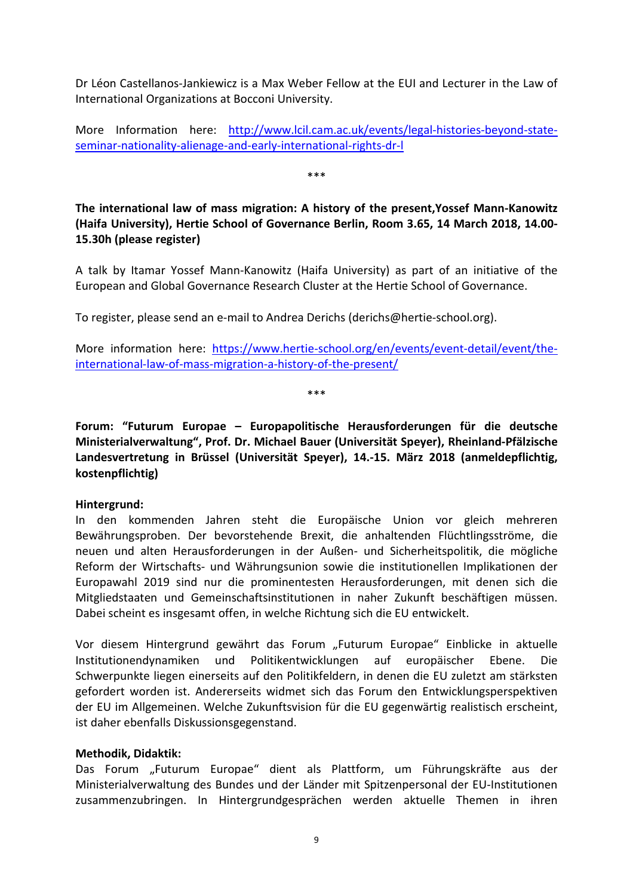Dr Léon Castellanos-Jankiewicz is a Max Weber Fellow at the EUI and Lecturer in the Law of International Organizations at Bocconi University.

More Information here: [http://www.lcil.cam.ac.uk/events/legal-histories-beyond-state-seminar-nationality-alienage-and-early-international-rights-dr-l](http://www.lcil.cam.ac.uk/events/legal-histories-beyond-state-seminar-nationality-alienage-and-early-international-rights-dr-l)

***

**The international law of mass migration: A history of the present,Yossef Mann-Kanowitz (Haifa University), Hertie School of Governance Berlin, Room 3.65, 14 March 2018, 14.00-15.30h (please register)**

A talk by Itamar Yossef Mann-Kanowitz (Haifa University) as part of an initiative of the European and Global Governance Research Cluster at the Hertie School of Governance.

To register, please send an e-mail to Andrea Derichs (derichs@hertie-school.org).

More information here: [https://www.hertie-school.org/en/events/event-detail/event/the-international-law-of-mass-migration-a-history-of-the-present/](https://www.hertie-school.org/en/events/event-detail/event/the-international-law-of-mass-migration-a-history-of-the-present/)

***

**Forum: "Futurum Europae – Europapolitische Herausforderungen für die deutsche Ministerialverwaltung", Prof. Dr. Michael Bauer (Universität Speyer), Rheinland-Pfälzische Landesvertretung in Brüssel (Universität Speyer), 14.-15. März 2018 (anmeldepflichtig, kostenpflichtig)**

**Hintergrund:**
In den kommenden Jahren steht die Europäische Union vor gleich mehreren Bewährungsproben. Der bevorstehende Brexit, die anhaltenden Flüchtlingsströme, die neuen und alten Herausforderungen in der Außen- und Sicherheitspolitik, die mögliche Reform der Wirtschafts- und Währungsunion sowie die institutionellen Implikationen der Europawahl 2019 sind nur die prominentesten Herausforderungen, mit denen sich die Mitgliedstaaten und Gemeinschaftsinstitutionen in naher Zukunft beschäftigen müssen. Dabei scheint es insgesamt offen, in welche Richtung sich die EU entwickelt.

Vor diesem Hintergrund gewährt das Forum „Futurum Europae" Einblicke in aktuelle Institutionendynamiken und Politikentwicklungen auf europäischer Ebene. Die Schwerpunkte liegen einerseits auf den Politikfeldern, in denen die EU zuletzt am stärksten gefordert worden ist. Andererseits widmet sich das Forum den Entwicklungsperspektiven der EU im Allgemeinen. Welche Zukunftsvision für die EU gegenwärtig realistisch erscheint, ist daher ebenfalls Diskussionsgegenstand.

**Methodik, Didaktik:**
Das Forum „Futurum Europae" dient als Plattform, um Führungskräfte aus der Ministerialverwaltung des Bundes und der Länder mit Spitzenpersonal der EU-Institutionen zusammenzubringen. In Hintergrundgesprächen werden aktuelle Themen in ihren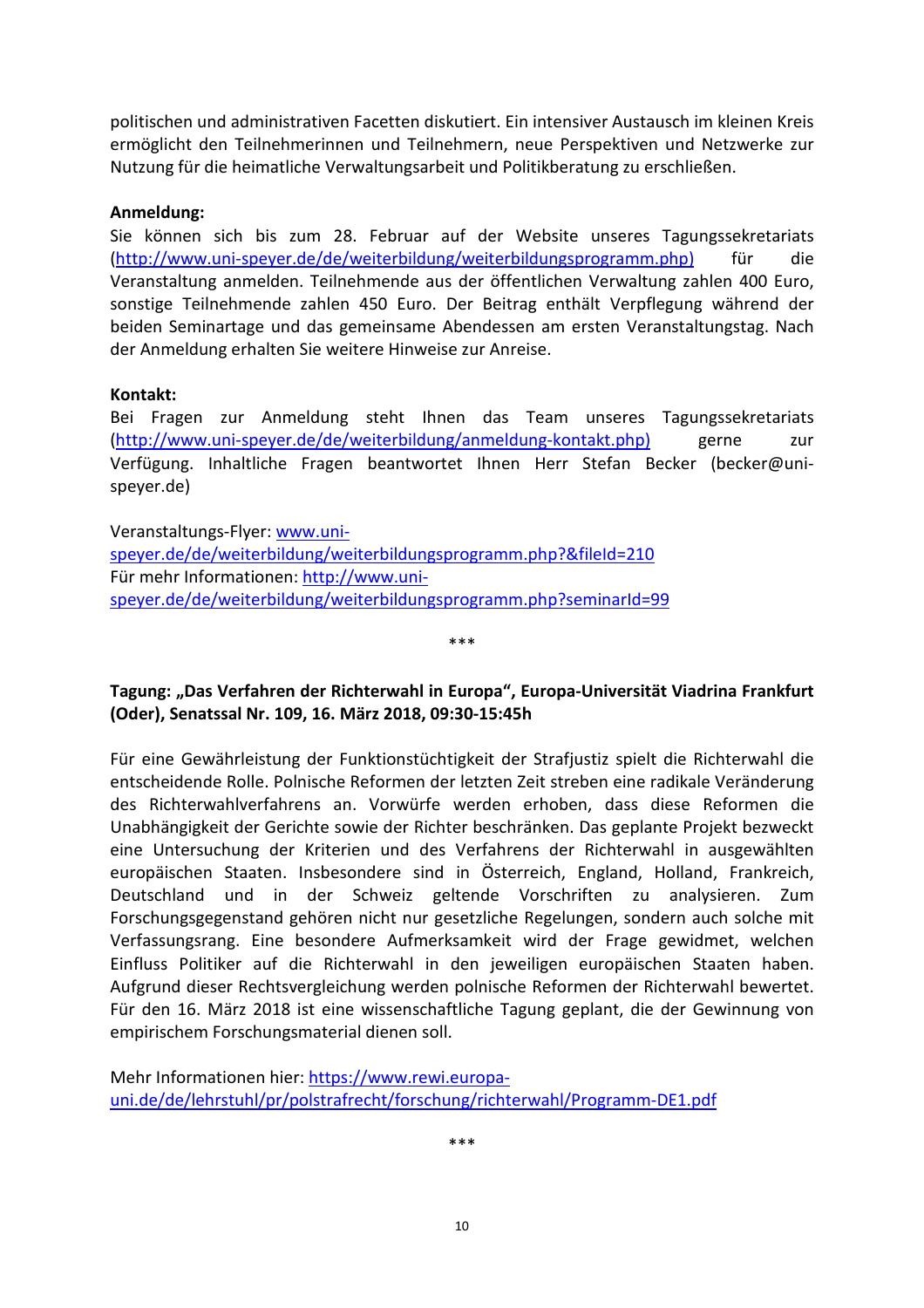politischen und administrativen Facetten diskutiert. Ein intensiver Austausch im kleinen Kreis ermöglicht den Teilnehmerinnen und Teilnehmern, neue Perspektiven und Netzwerke zur Nutzung für die heimatliche Verwaltungsarbeit und Politikberatung zu erschließen.

**Anmeldung:**

Sie können sich bis zum 28. Februar auf der Website unseres Tagungssekretariats (http://www.uni-speyer.de/de/weiterbildung/weiterbildungsprogramm.php) für die Veranstaltung anmelden. Teilnehmende aus der öffentlichen Verwaltung zahlen 400 Euro, sonstige Teilnehmende zahlen 450 Euro. Der Beitrag enthält Verpflegung während der beiden Seminartage und das gemeinsame Abendessen am ersten Veranstaltungstag. Nach der Anmeldung erhalten Sie weitere Hinweise zur Anreise.

**Kontakt:**

Bei Fragen zur Anmeldung steht Ihnen das Team unseres Tagungssekretariats (http://www.uni-speyer.de/de/weiterbildung/anmeldung-kontakt.php) gerne zur Verfügung. Inhaltliche Fragen beantwortet Ihnen Herr Stefan Becker (becker@uni-speyer.de)

Veranstaltungs-Flyer: www.uni-speyer.de/de/weiterbildung/weiterbildungsprogramm.php?&fileId=210
Für mehr Informationen: http://www.uni-speyer.de/de/weiterbildung/weiterbildungsprogramm.php?seminarId=99

***

**Tagung: „Das Verfahren der Richterwahl in Europa", Europa-Universität Viadrina Frankfurt (Oder), Senatssal Nr. 109, 16. März 2018, 09:30-15:45h**

Für eine Gewährleistung der Funktionstüchtigkeit der Strafjustiz spielt die Richterwahl die entscheidende Rolle. Polnische Reformen der letzten Zeit streben eine radikale Veränderung des Richterwahlverfahrens an. Vorwürfe werden erhoben, dass diese Reformen die Unabhängigkeit der Gerichte sowie der Richter beschränken. Das geplante Projekt bezweckt eine Untersuchung der Kriterien und des Verfahrens der Richterwahl in ausgewählten europäischen Staaten. Insbesondere sind in Österreich, England, Holland, Frankreich, Deutschland und in der Schweiz geltende Vorschriften zu analysieren. Zum Forschungsgegenstand gehören nicht nur gesetzliche Regelungen, sondern auch solche mit Verfassungsrang. Eine besondere Aufmerksamkeit wird der Frage gewidmet, welchen Einfluss Politiker auf die Richterwahl in den jeweiligen europäischen Staaten haben. Aufgrund dieser Rechtsvergleichung werden polnische Reformen der Richterwahl bewertet. Für den 16. März 2018 ist eine wissenschaftliche Tagung geplant, die der Gewinnung von empirischem Forschungsmaterial dienen soll.

Mehr Informationen hier: https://www.rewi.europa-uni.de/de/lehrstuhl/pr/polstrafrecht/forschung/richterwahl/Programm-DE1.pdf

***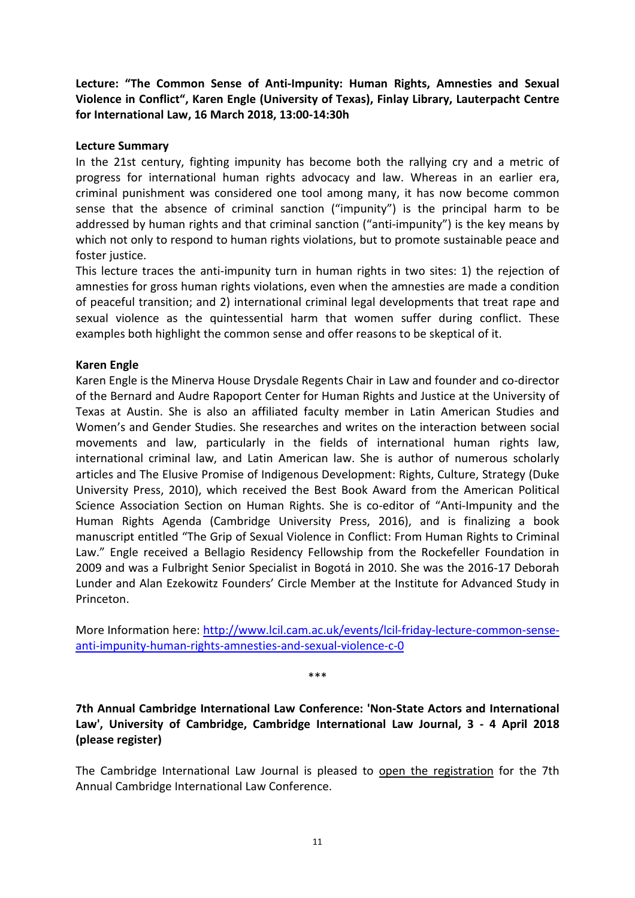**Lecture: "The Common Sense of Anti-Impunity: Human Rights, Amnesties and Sexual Violence in Conflict", Karen Engle (University of Texas), Finlay Library, Lauterpacht Centre for International Law, 16 March 2018, 13:00-14:30h**

**Lecture Summary**

In the 21st century, fighting impunity has become both the rallying cry and a metric of progress for international human rights advocacy and law. Whereas in an earlier era, criminal punishment was considered one tool among many, it has now become common sense that the absence of criminal sanction ("impunity") is the principal harm to be addressed by human rights and that criminal sanction ("anti-impunity") is the key means by which not only to respond to human rights violations, but to promote sustainable peace and foster justice.

This lecture traces the anti-impunity turn in human rights in two sites: 1) the rejection of amnesties for gross human rights violations, even when the amnesties are made a condition of peaceful transition; and 2) international criminal legal developments that treat rape and sexual violence as the quintessential harm that women suffer during conflict. These examples both highlight the common sense and offer reasons to be skeptical of it.

**Karen Engle**

Karen Engle is the Minerva House Drysdale Regents Chair in Law and founder and co-director of the Bernard and Audre Rapoport Center for Human Rights and Justice at the University of Texas at Austin. She is also an affiliated faculty member in Latin American Studies and Women's and Gender Studies. She researches and writes on the interaction between social movements and law, particularly in the fields of international human rights law, international criminal law, and Latin American law. She is author of numerous scholarly articles and The Elusive Promise of Indigenous Development: Rights, Culture, Strategy (Duke University Press, 2010), which received the Best Book Award from the American Political Science Association Section on Human Rights. She is co-editor of "Anti-Impunity and the Human Rights Agenda (Cambridge University Press, 2016), and is finalizing a book manuscript entitled "The Grip of Sexual Violence in Conflict: From Human Rights to Criminal Law." Engle received a Bellagio Residency Fellowship from the Rockefeller Foundation in 2009 and was a Fulbright Senior Specialist in Bogotá in 2010. She was the 2016-17 Deborah Lunder and Alan Ezekowitz Founders' Circle Member at the Institute for Advanced Study in Princeton.

More Information here: [http://www.lcil.cam.ac.uk/events/lcil-friday-lecture-common-sense-anti-impunity-human-rights-amnesties-and-sexual-violence-c-0](http://www.lcil.cam.ac.uk/events/lcil-friday-lecture-common-sense-anti-impunity-human-rights-amnesties-and-sexual-violence-c-0)

\*\*\*

**7th Annual Cambridge International Law Conference: 'Non-State Actors and International Law', University of Cambridge, Cambridge International Law Journal, 3 - 4 April 2018 (please register)**

The Cambridge International Law Journal is pleased to open the registration for the 7th Annual Cambridge International Law Conference.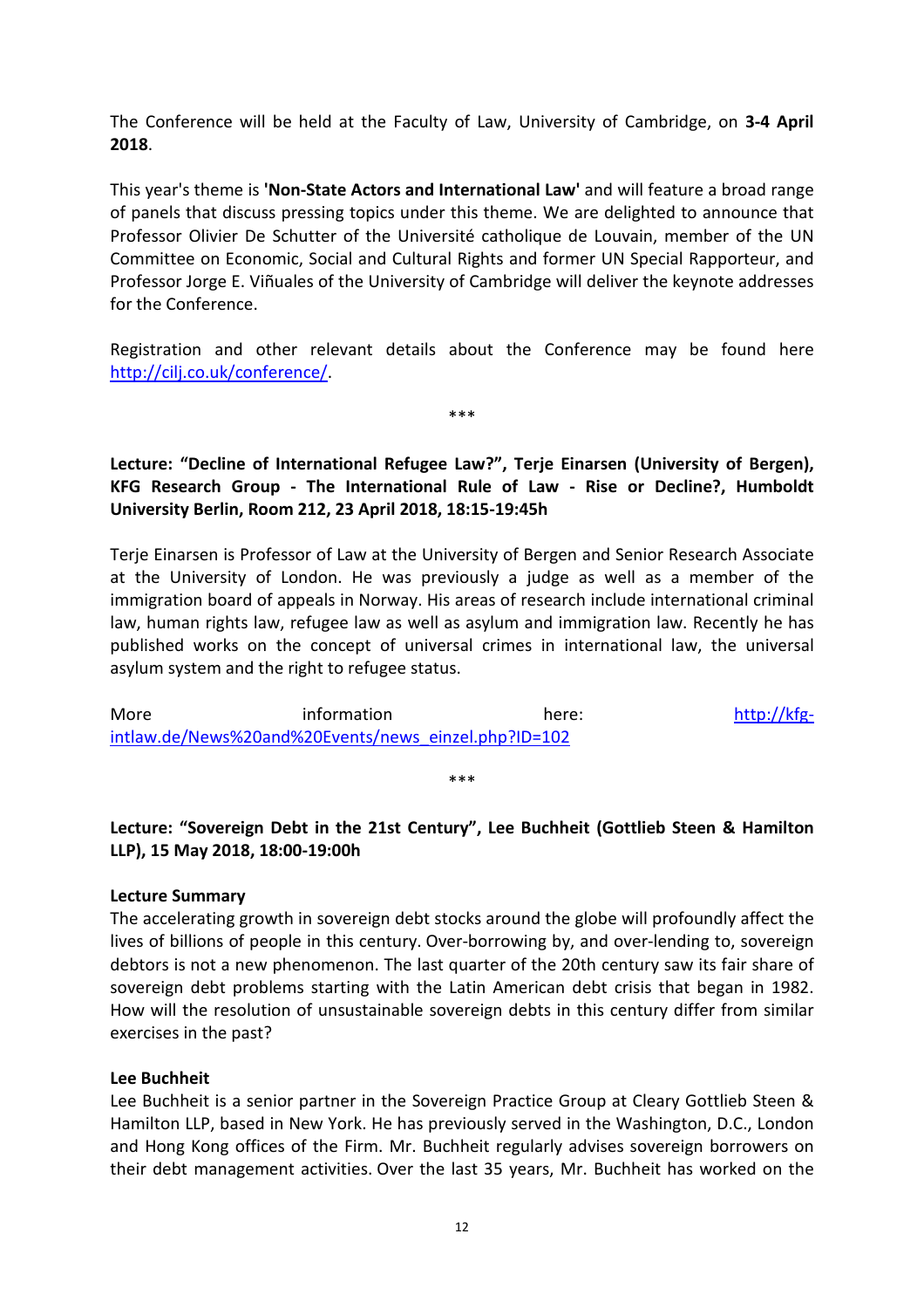The Conference will be held at the Faculty of Law, University of Cambridge, on **3-4 April 2018**.

This year's theme is **'Non-State Actors and International Law'** and will feature a broad range of panels that discuss pressing topics under this theme. We are delighted to announce that Professor Olivier De Schutter of the Université catholique de Louvain, member of the UN Committee on Economic, Social and Cultural Rights and former UN Special Rapporteur, and Professor Jorge E. Viñuales of the University of Cambridge will deliver the keynote addresses for the Conference.

Registration and other relevant details about the Conference may be found here http://cilj.co.uk/conference/.

\*\*\*

**Lecture: "Decline of International Refugee Law?", Terje Einarsen (University of Bergen), KFG Research Group - The International Rule of Law - Rise or Decline?, Humboldt University Berlin, Room 212, 23 April 2018, 18:15-19:45h**

Terje Einarsen is Professor of Law at the University of Bergen and Senior Research Associate at the University of London. He was previously a judge as well as a member of the immigration board of appeals in Norway. His areas of research include international criminal law, human rights law, refugee law as well as asylum and immigration law. Recently he has published works on the concept of universal crimes in international law, the universal asylum system and the right to refugee status.

More information here: http://kfg-intlaw.de/News%20and%20Events/news_einzel.php?ID=102

\*\*\*

**Lecture: "Sovereign Debt in the 21st Century", Lee Buchheit (Gottlieb Steen & Hamilton LLP), 15 May 2018, 18:00-19:00h**

**Lecture Summary**

The accelerating growth in sovereign debt stocks around the globe will profoundly affect the lives of billions of people in this century. Over-borrowing by, and over-lending to, sovereign debtors is not a new phenomenon. The last quarter of the 20th century saw its fair share of sovereign debt problems starting with the Latin American debt crisis that began in 1982. How will the resolution of unsustainable sovereign debts in this century differ from similar exercises in the past?

**Lee Buchheit**

Lee Buchheit is a senior partner in the Sovereign Practice Group at Cleary Gottlieb Steen & Hamilton LLP, based in New York. He has previously served in the Washington, D.C., London and Hong Kong offices of the Firm. Mr. Buchheit regularly advises sovereign borrowers on their debt management activities. Over the last 35 years, Mr. Buchheit has worked on the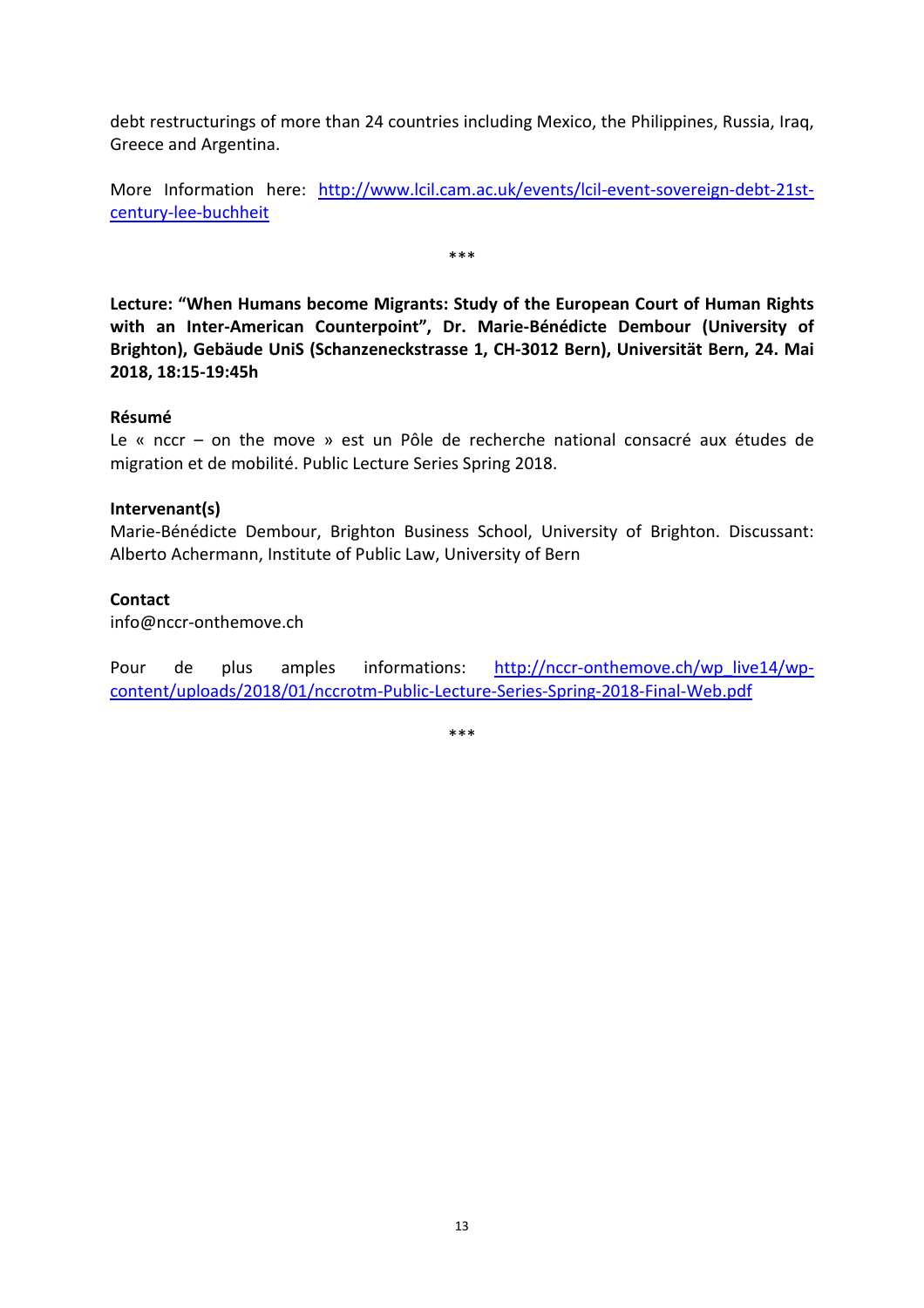debt restructurings of more than 24 countries including Mexico, the Philippines, Russia, Iraq, Greece and Argentina.

More Information here: http://www.lcil.cam.ac.uk/events/lcil-event-sovereign-debt-21st-century-lee-buchheit

\*\*\*

**Lecture: "When Humans become Migrants: Study of the European Court of Human Rights with an Inter-American Counterpoint", Dr. Marie-Bénédicte Dembour (University of Brighton), Gebäude UniS (Schanzeneckstrasse 1, CH-3012 Bern), Universität Bern, 24. Mai 2018, 18:15-19:45h**

**Résumé**
Le « nccr – on the move » est un Pôle de recherche national consacré aux études de migration et de mobilité. Public Lecture Series Spring 2018.

**Intervenant(s)**
Marie-Bénédicte Dembour, Brighton Business School, University of Brighton. Discussant: Alberto Achermann, Institute of Public Law, University of Bern

**Contact**
info@nccr-onthemove.ch

Pour de plus amples informations: http://nccr-onthemove.ch/wp_live14/wp-content/uploads/2018/01/nccrotm-Public-Lecture-Series-Spring-2018-Final-Web.pdf

\*\*\*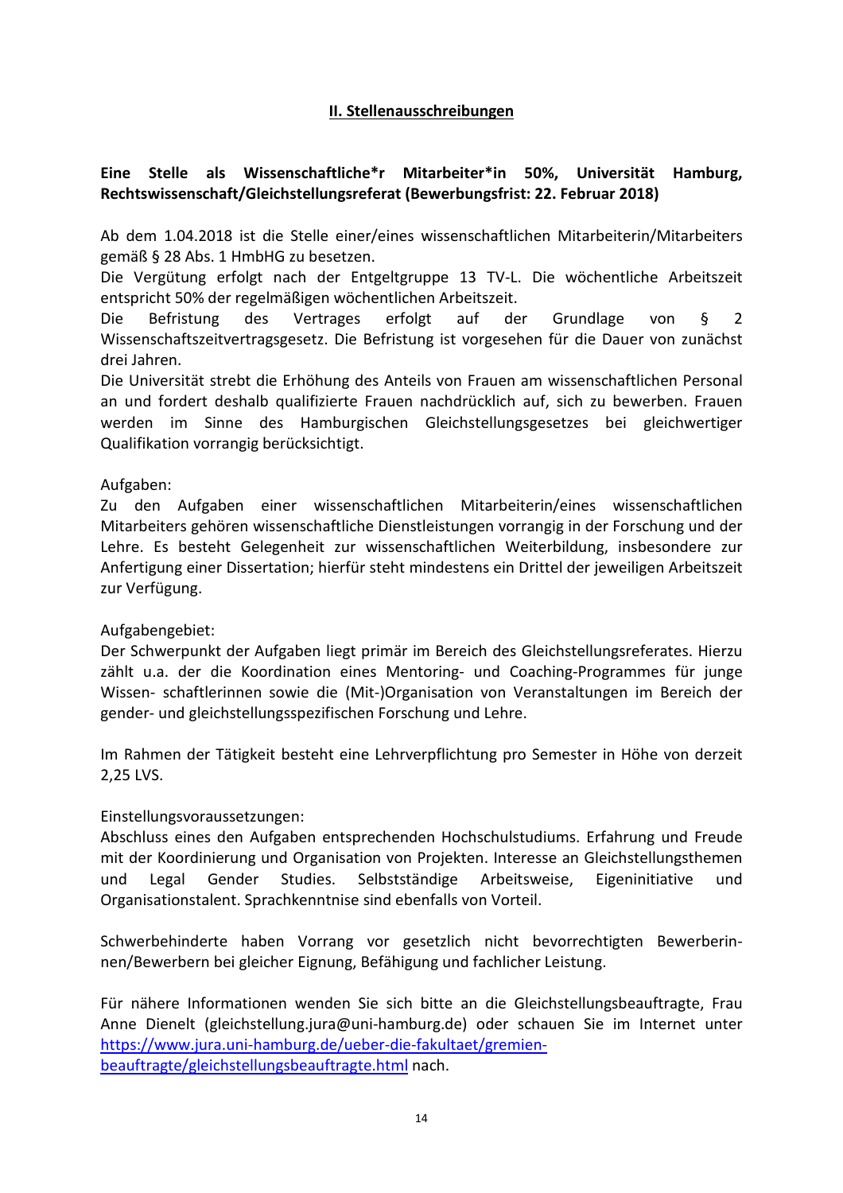## II. Stellenausschreibungen

**Eine Stelle als Wissenschaftliche*r Mitarbeiter*in 50%, Universität Hamburg, Rechtswissenschaft/Gleichstellungsreferat (Bewerbungsfrist: 22. Februar 2018)**

Ab dem 1.04.2018 ist die Stelle einer/eines wissenschaftlichen Mitarbeiterin/Mitarbeiters gemäß § 28 Abs. 1 HmbHG zu besetzen.
Die Vergütung erfolgt nach der Entgeltgruppe 13 TV-L. Die wöchentliche Arbeitszeit entspricht 50% der regelmäßigen wöchentlichen Arbeitszeit.
Die Befristung des Vertrages erfolgt auf der Grundlage von § 2 Wissenschaftszeitvertragsgesetz. Die Befristung ist vorgesehen für die Dauer von zunächst drei Jahren.
Die Universität strebt die Erhöhung des Anteils von Frauen am wissenschaftlichen Personal an und fordert deshalb qualifizierte Frauen nachdrücklich auf, sich zu bewerben. Frauen werden im Sinne des Hamburgischen Gleichstellungsgesetzes bei gleichwertiger Qualifikation vorrangig berücksichtigt.

Aufgaben:
Zu den Aufgaben einer wissenschaftlichen Mitarbeiterin/eines wissenschaftlichen Mitarbeiters gehören wissenschaftliche Dienstleistungen vorrangig in der Forschung und der Lehre. Es besteht Gelegenheit zur wissenschaftlichen Weiterbildung, insbesondere zur Anfertigung einer Dissertation; hierfür steht mindestens ein Drittel der jeweiligen Arbeitszeit zur Verfügung.

Aufgabengebiet:
Der Schwerpunkt der Aufgaben liegt primär im Bereich des Gleichstellungsreferates. Hierzu zählt u.a. der die Koordination eines Mentoring- und Coaching-Programmes für junge Wissen- schaftlerinnen sowie die (Mit-)Organisation von Veranstaltungen im Bereich der gender- und gleichstellungsspezifischen Forschung und Lehre.

Im Rahmen der Tätigkeit besteht eine Lehrverpflichtung pro Semester in Höhe von derzeit 2,25 LVS.

Einstellungsvoraussetzungen:
Abschluss eines den Aufgaben entsprechenden Hochschulstudiums. Erfahrung und Freude mit der Koordinierung und Organisation von Projekten. Interesse an Gleichstellungsthemen und Legal Gender Studies. Selbstständige Arbeitsweise, Eigeninitiative und Organisationstalent. Sprachkenntnise sind ebenfalls von Vorteil.

Schwerbehinderte haben Vorrang vor gesetzlich nicht bevorrechtigten Bewerberin- nen/Bewerbern bei gleicher Eignung, Befähigung und fachlicher Leistung.

Für nähere Informationen wenden Sie sich bitte an die Gleichstellungsbeauftragte, Frau Anne Dienelt (gleichstellung.jura@uni-hamburg.de) oder schauen Sie im Internet unter https://www.jura.uni-hamburg.de/ueber-die-fakultaet/gremien-beauftragte/gleichstellungsbeauftragte.html nach.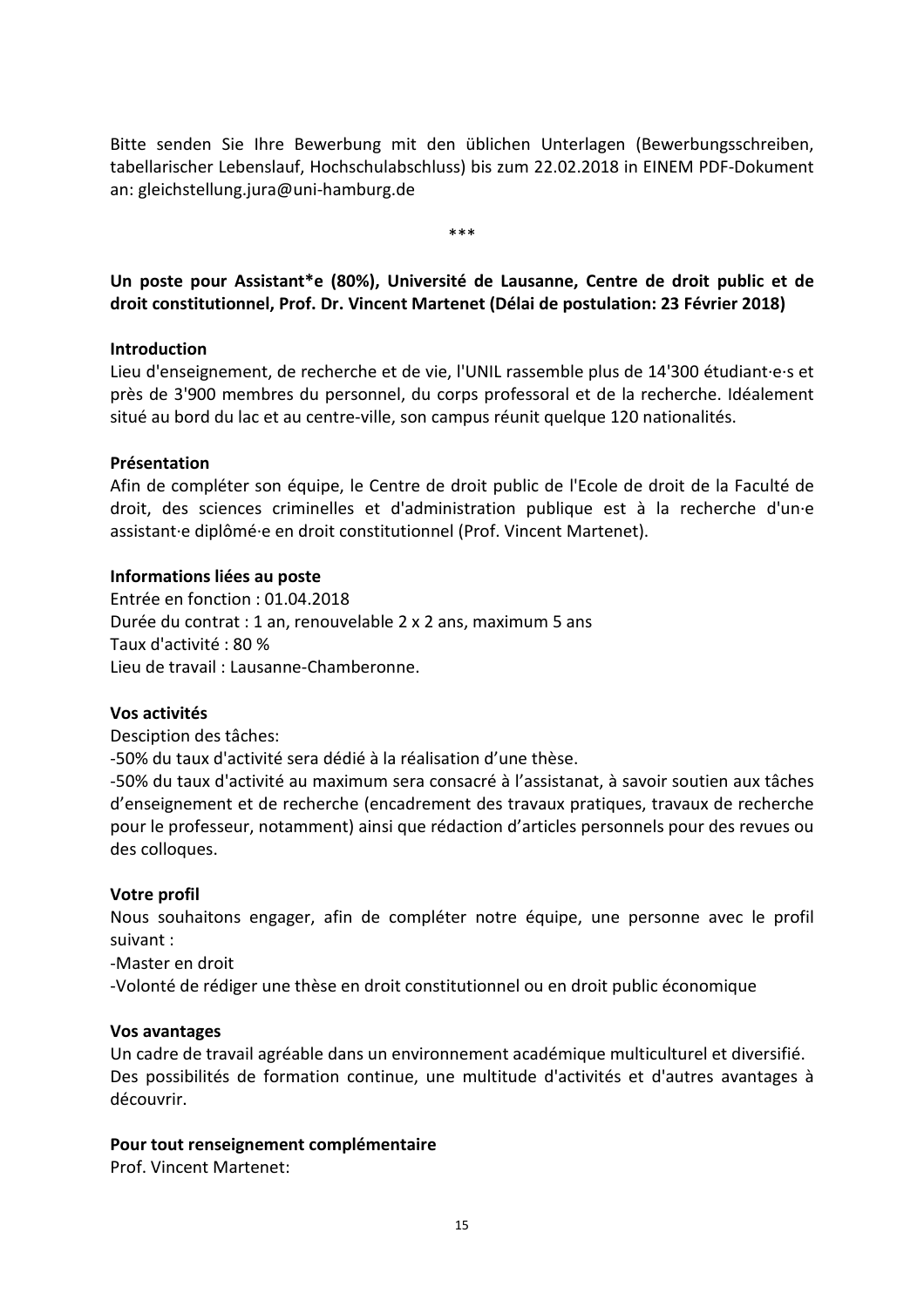Bitte senden Sie Ihre Bewerbung mit den üblichen Unterlagen (Bewerbungsschreiben, tabellarischer Lebenslauf, Hochschulabschluss) bis zum 22.02.2018 in EINEM PDF-Dokument an: gleichstellung.jura@uni-hamburg.de

***

**Un poste pour Assistant*e (80%), Université de Lausanne, Centre de droit public et de droit constitutionnel, Prof. Dr. Vincent Martenet (Délai de postulation: 23 Février 2018)**

**Introduction**

Lieu d'enseignement, de recherche et de vie, l'UNIL rassemble plus de 14'300 étudiant·e·s et près de 3'900 membres du personnel, du corps professoral et de la recherche. Idéalement situé au bord du lac et au centre-ville, son campus réunit quelque 120 nationalités.

**Présentation**

Afin de compléter son équipe, le Centre de droit public de l'Ecole de droit de la Faculté de droit, des sciences criminelles et d'administration publique est à la recherche d'un·e assistant·e diplômé·e en droit constitutionnel (Prof. Vincent Martenet).

**Informations liées au poste**

Entrée en fonction : 01.04.2018
Durée du contrat : 1 an, renouvelable 2 x 2 ans, maximum 5 ans
Taux d'activité : 80 %
Lieu de travail : Lausanne-Chamberonne.

**Vos activités**

Desciption des tâches:
-50% du taux d'activité sera dédié à la réalisation d'une thèse.
-50% du taux d'activité au maximum sera consacré à l'assistanat, à savoir soutien aux tâches d'enseignement et de recherche (encadrement des travaux pratiques, travaux de recherche pour le professeur, notamment) ainsi que rédaction d'articles personnels pour des revues ou des colloques.

**Votre profil**

Nous souhaitons engager, afin de compléter notre équipe, une personne avec le profil suivant :
-Master en droit
-Volonté de rédiger une thèse en droit constitutionnel ou en droit public économique

**Vos avantages**

Un cadre de travail agréable dans un environnement académique multiculturel et diversifié. Des possibilités de formation continue, une multitude d'activités et d'autres avantages à découvrir.

**Pour tout renseignement complémentaire**

Prof. Vincent Martenet: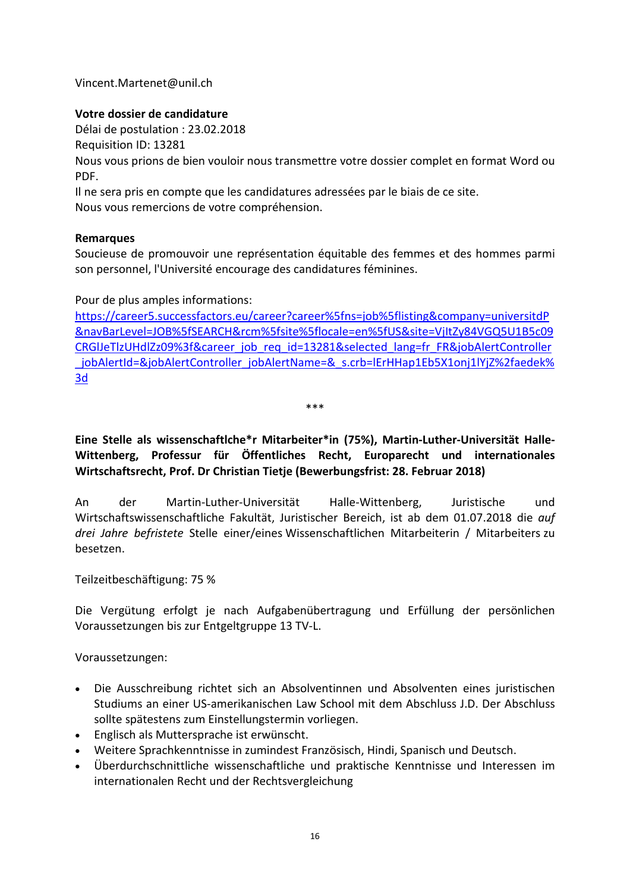Vincent.Martenet@unil.ch

**Votre dossier de candidature**
Délai de postulation : 23.02.2018
Requisition ID: 13281
Nous vous prions de bien vouloir nous transmettre votre dossier complet en format Word ou PDF.
Il ne sera pris en compte que les candidatures adressées par le biais de ce site.
Nous vous remercions de votre compréhension.

**Remarques**
Soucieuse de promouvoir une représentation équitable des femmes et des hommes parmi son personnel, l'Université encourage des candidatures féminines.

Pour de plus amples informations:
[https://career5.successfactors.eu/career?career%5fns=job%5flisting&company=universitdP&navBarLevel=JOB%5fSEARCH&rcm%5fsite%5flocale=en%5fUS&site=VjItZy84VGQ5U1B5c09CRGlJeTlzUHdlZz09%3f&career_job_req_id=13281&selected_lang=fr_FR&jobAlertController_jobAlertId=&jobAlertController_jobAlertName=&_s.crb=lErHHap1Eb5X1onj1lYjZ%2faedek%3d](https://career5.successfactors.eu/career?career%5fns=job%5flisting&company=universitdP&navBarLevel=JOB%5fSEARCH&rcm%5fsite%5flocale=en%5fUS&site=VjItZy84VGQ5U1B5c09CRGlJeTlzUHdlZz09%3f&career_job_req_id=13281&selected_lang=fr_FR&jobAlertController_jobAlertId=&jobAlertController_jobAlertName=&_s.crb=lErHHap1Eb5X1onj1lYjZ%2faedek%3d)

***

**Eine Stelle als wissenschaftlche*r Mitarbeiter*in (75%), Martin-Luther-Universität Halle-Wittenberg, Professur für Öffentliches Recht, Europarecht und internationales Wirtschaftsrecht, Prof. Dr Christian Tietje (Bewerbungsfrist: 28. Februar 2018)**

An der Martin-Luther-Universität Halle-Wittenberg, Juristische und Wirtschaftswissenschaftliche Fakultät, Juristischer Bereich, ist ab dem 01.07.2018 die *auf drei Jahre befristete* Stelle einer/eines Wissenschaftlichen Mitarbeiterin / Mitarbeiters zu besetzen.

Teilzeitbeschäftigung: 75 %

Die Vergütung erfolgt je nach Aufgabenübertragung und Erfüllung der persönlichen Voraussetzungen bis zur Entgeltgruppe 13 TV-L.

Voraussetzungen:

- Die Ausschreibung richtet sich an Absolventinnen und Absolventen eines juristischen Studiums an einer US-amerikanischen Law School mit dem Abschluss J.D. Der Abschluss sollte spätestens zum Einstellungstermin vorliegen.
- Englisch als Muttersprache ist erwünscht.
- Weitere Sprachkenntnisse in zumindest Französisch, Hindi, Spanisch und Deutsch.
- Überdurchschnittliche wissenschaftliche und praktische Kenntnisse und Interessen im internationalen Recht und der Rechtsvergleichung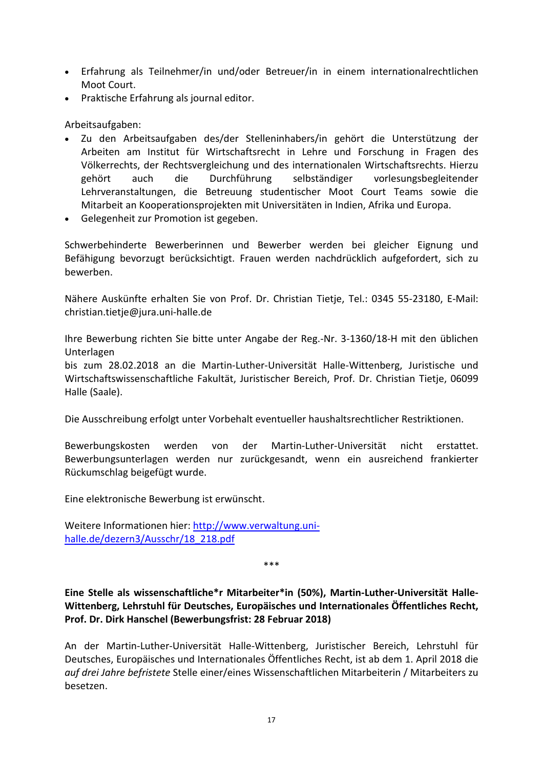- Erfahrung als Teilnehmer/in und/oder Betreuer/in in einem internationalrechtlichen Moot Court.
- Praktische Erfahrung als journal editor.

Arbeitsaufgaben:

- Zu den Arbeitsaufgaben des/der Stelleninhabers/in gehört die Unterstützung der Arbeiten am Institut für Wirtschaftsrecht in Lehre und Forschung in Fragen des Völkerrechts, der Rechtsvergleichung und des internationalen Wirtschaftsrechts. Hierzu gehört auch die Durchführung selbständiger vorlesungsbegleitender Lehrveranstaltungen, die Betreuung studentischer Moot Court Teams sowie die Mitarbeit an Kooperationsprojekten mit Universitäten in Indien, Afrika und Europa.
- Gelegenheit zur Promotion ist gegeben.

Schwerbehinderte Bewerberinnen und Bewerber werden bei gleicher Eignung und Befähigung bevorzugt berücksichtigt. Frauen werden nachdrücklich aufgefordert, sich zu bewerben.

Nähere Auskünfte erhalten Sie von Prof. Dr. Christian Tietje, Tel.: 0345 55-23180, E-Mail: christian.tietje@jura.uni-halle.de

Ihre Bewerbung richten Sie bitte unter Angabe der Reg.-Nr. 3-1360/18-H mit den üblichen Unterlagen
bis zum 28.02.2018 an die Martin-Luther-Universität Halle-Wittenberg, Juristische und Wirtschaftswissenschaftliche Fakultät, Juristischer Bereich, Prof. Dr. Christian Tietje, 06099 Halle (Saale).

Die Ausschreibung erfolgt unter Vorbehalt eventueller haushaltsrechtlicher Restriktionen.

Bewerbungskosten werden von der Martin-Luther-Universität nicht erstattet. Bewerbungsunterlagen werden nur zurückgesandt, wenn ein ausreichend frankierter Rückumschlag beigefügt wurde.

Eine elektronische Bewerbung ist erwünscht.

Weitere Informationen hier: [http://www.verwaltung.uni-halle.de/dezern3/Ausschr/18_218.pdf](http://www.verwaltung.uni-halle.de/dezern3/Ausschr/18_218.pdf)

***

**Eine Stelle als wissenschaftliche*r Mitarbeiter*in (50%), Martin-Luther-Universität Halle-Wittenberg, Lehrstuhl für Deutsches, Europäisches und Internationales Öffentliches Recht, Prof. Dr. Dirk Hanschel (Bewerbungsfrist: 28 Februar 2018)**

An der Martin-Luther-Universität Halle-Wittenberg, Juristischer Bereich, Lehrstuhl für Deutsches, Europäisches und Internationales Öffentliches Recht, ist ab dem 1. April 2018 die *auf drei Jahre befristete* Stelle einer/eines Wissenschaftlichen Mitarbeiterin / Mitarbeiters zu besetzen.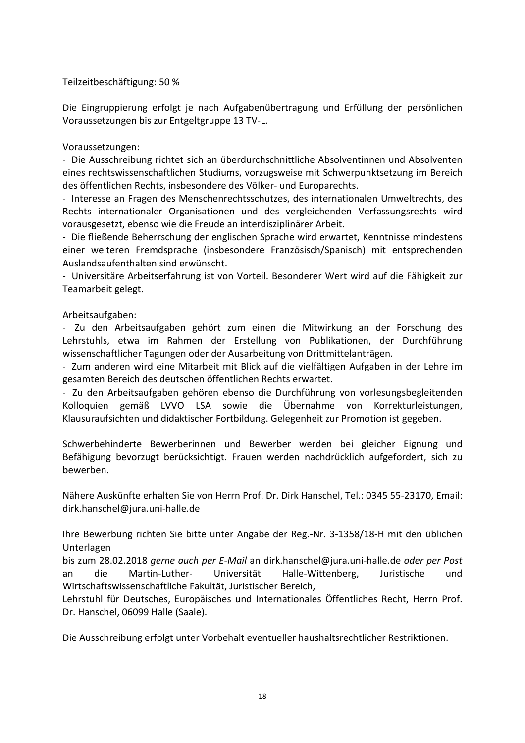Teilzeitbeschäftigung: 50 %

Die Eingruppierung erfolgt je nach Aufgabenübertragung und Erfüllung der persönlichen Voraussetzungen bis zur Entgeltgruppe 13 TV-L.

Voraussetzungen:
- Die Ausschreibung richtet sich an überdurchschnittliche Absolventinnen und Absolventen eines rechtswissenschaftlichen Studiums, vorzugsweise mit Schwerpunktsetzung im Bereich des öffentlichen Rechts, insbesondere des Völker- und Europarechts.
- Interesse an Fragen des Menschenrechtsschutzes, des internationalen Umweltrechts, des Rechts internationaler Organisationen und des vergleichenden Verfassungsrechts wird vorausgesetzt, ebenso wie die Freude an interdisziplinärer Arbeit.
- Die fließende Beherrschung der englischen Sprache wird erwartet, Kenntnisse mindestens einer weiteren Fremdsprache (insbesondere Französisch/Spanisch) mit entsprechenden Auslandsaufenthalten sind erwünscht.
- Universitäre Arbeitserfahrung ist von Vorteil. Besonderer Wert wird auf die Fähigkeit zur Teamarbeit gelegt.

Arbeitsaufgaben:
- Zu den Arbeitsaufgaben gehört zum einen die Mitwirkung an der Forschung des Lehrstuhls, etwa im Rahmen der Erstellung von Publikationen, der Durchführung wissenschaftlicher Tagungen oder der Ausarbeitung von Drittmittelanträgen.
- Zum anderen wird eine Mitarbeit mit Blick auf die vielfältigen Aufgaben in der Lehre im gesamten Bereich des deutschen öffentlichen Rechts erwartet.
- Zu den Arbeitsaufgaben gehören ebenso die Durchführung von vorlesungsbegleitenden Kolloquien gemäß LVVO LSA sowie die Übernahme von Korrekturleistungen, Klausuraufsichten und didaktischer Fortbildung. Gelegenheit zur Promotion ist gegeben.

Schwerbehinderte Bewerberinnen und Bewerber werden bei gleicher Eignung und Befähigung bevorzugt berücksichtigt. Frauen werden nachdrücklich aufgefordert, sich zu bewerben.

Nähere Auskünfte erhalten Sie von Herrn Prof. Dr. Dirk Hanschel, Tel.: 0345 55-23170, Email: dirk.hanschel@jura.uni-halle.de

Ihre Bewerbung richten Sie bitte unter Angabe der Reg.-Nr. 3-1358/18-H mit den üblichen Unterlagen
bis zum 28.02.2018 *gerne auch per E-Mail* an dirk.hanschel@jura.uni-halle.de *oder per Post* an die Martin-Luther- Universität Halle-Wittenberg, Juristische und Wirtschaftswissenschaftliche Fakultät, Juristischer Bereich,
Lehrstuhl für Deutsches, Europäisches und Internationales Öffentliches Recht, Herrn Prof. Dr. Hanschel, 06099 Halle (Saale).

Die Ausschreibung erfolgt unter Vorbehalt eventueller haushaltsrechtlicher Restriktionen.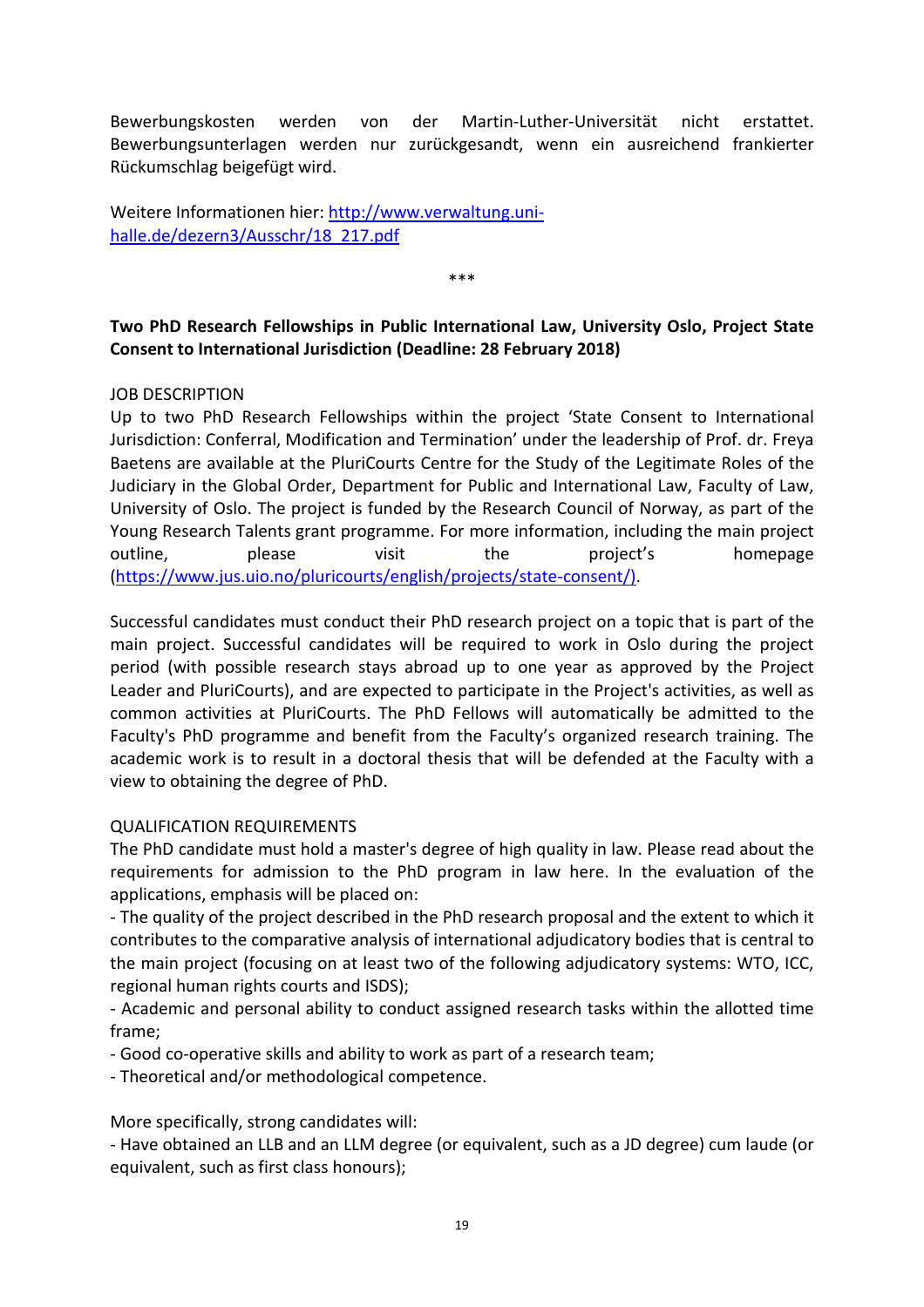Bewerbungskosten werden von der Martin-Luther-Universität nicht erstattet. Bewerbungsunterlagen werden nur zurückgesandt, wenn ein ausreichend frankierter Rückumschlag beigefügt wird.

Weitere Informationen hier: [http://www.verwaltung.uni-halle.de/dezern3/Ausschr/18_217.pdf](http://www.verwaltung.uni-halle.de/dezern3/Ausschr/18_217.pdf)

***

**Two PhD Research Fellowships in Public International Law, University Oslo, Project State Consent to International Jurisdiction (Deadline: 28 February 2018)**

JOB DESCRIPTION

Up to two PhD Research Fellowships within the project 'State Consent to International Jurisdiction: Conferral, Modification and Termination' under the leadership of Prof. dr. Freya Baetens are available at the PluriCourts Centre for the Study of the Legitimate Roles of the Judiciary in the Global Order, Department for Public and International Law, Faculty of Law, University of Oslo. The project is funded by the Research Council of Norway, as part of the Young Research Talents grant programme. For more information, including the main project outline, please visit the project's homepage ([https://www.jus.uio.no/pluricourts/english/projects/state-consent/)](https://www.jus.uio.no/pluricourts/english/projects/state-consent/).

Successful candidates must conduct their PhD research project on a topic that is part of the main project. Successful candidates will be required to work in Oslo during the project period (with possible research stays abroad up to one year as approved by the Project Leader and PluriCourts), and are expected to participate in the Project's activities, as well as common activities at PluriCourts. The PhD Fellows will automatically be admitted to the Faculty's PhD programme and benefit from the Faculty's organized research training. The academic work is to result in a doctoral thesis that will be defended at the Faculty with a view to obtaining the degree of PhD.

QUALIFICATION REQUIREMENTS

The PhD candidate must hold a master's degree of high quality in law. Please read about the requirements for admission to the PhD program in law here. In the evaluation of the applications, emphasis will be placed on:

- The quality of the project described in the PhD research proposal and the extent to which it contributes to the comparative analysis of international adjudicatory bodies that is central to the main project (focusing on at least two of the following adjudicatory systems: WTO, ICC, regional human rights courts and ISDS);
- Academic and personal ability to conduct assigned research tasks within the allotted time frame;
- Good co-operative skills and ability to work as part of a research team;
- Theoretical and/or methodological competence.

More specifically, strong candidates will:

- Have obtained an LLB and an LLM degree (or equivalent, such as a JD degree) cum laude (or equivalent, such as first class honours);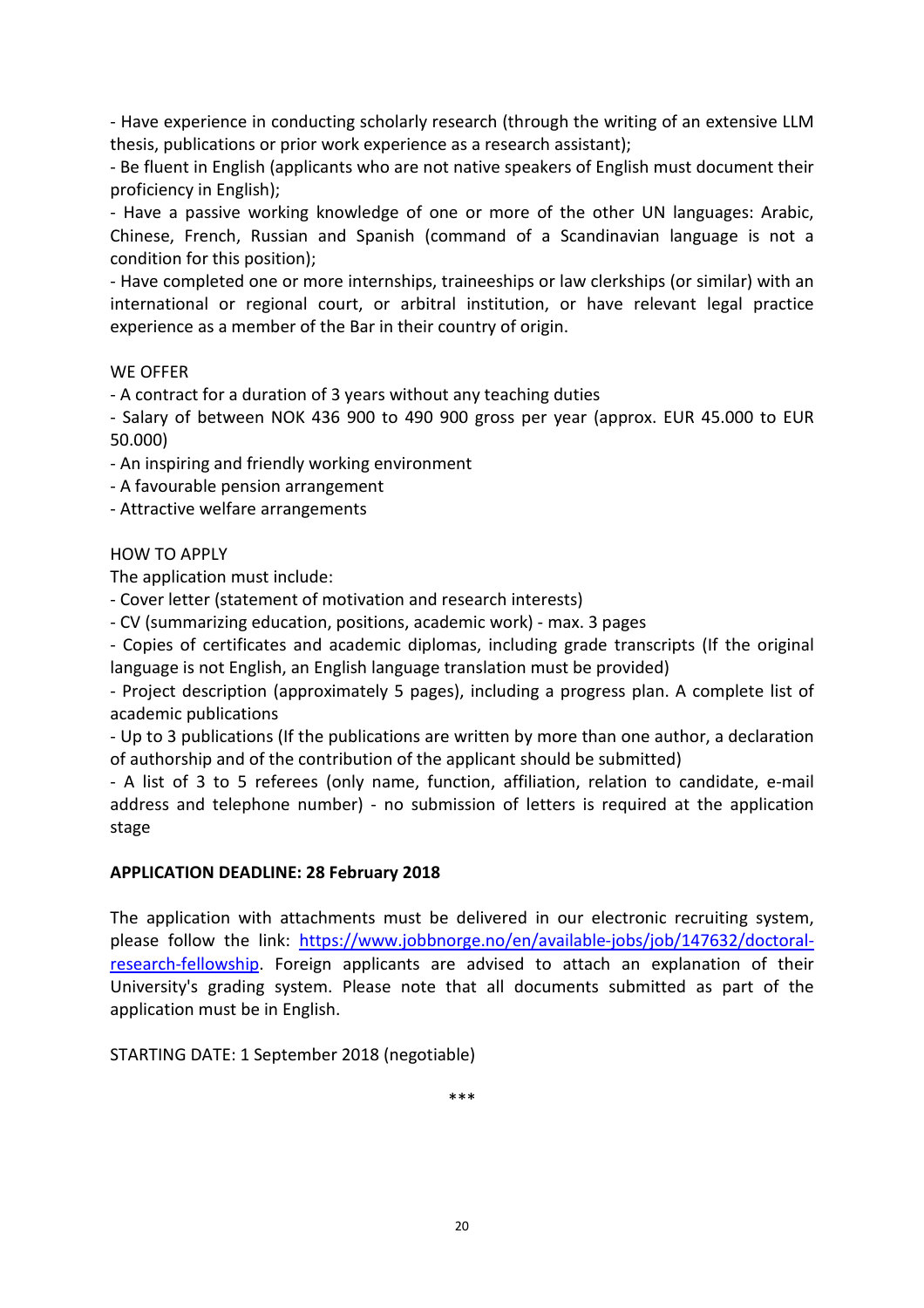- Have experience in conducting scholarly research (through the writing of an extensive LLM thesis, publications or prior work experience as a research assistant);
- Be fluent in English (applicants who are not native speakers of English must document their proficiency in English);
- Have a passive working knowledge of one or more of the other UN languages: Arabic, Chinese, French, Russian and Spanish (command of a Scandinavian language is not a condition for this position);
- Have completed one or more internships, traineeships or law clerkships (or similar) with an international or regional court, or arbitral institution, or have relevant legal practice experience as a member of the Bar in their country of origin.

WE OFFER

- A contract for a duration of 3 years without any teaching duties
- Salary of between NOK 436 900 to 490 900 gross per year (approx. EUR 45.000 to EUR 50.000)
- An inspiring and friendly working environment
- A favourable pension arrangement
- Attractive welfare arrangements

HOW TO APPLY

The application must include:

- Cover letter (statement of motivation and research interests)
- CV (summarizing education, positions, academic work) - max. 3 pages
- Copies of certificates and academic diplomas, including grade transcripts (If the original language is not English, an English language translation must be provided)
- Project description (approximately 5 pages), including a progress plan. A complete list of academic publications
- Up to 3 publications (If the publications are written by more than one author, a declaration of authorship and of the contribution of the applicant should be submitted)
- A list of 3 to 5 referees (only name, function, affiliation, relation to candidate, e-mail address and telephone number) - no submission of letters is required at the application stage

**APPLICATION DEADLINE: 28 February 2018**

The application with attachments must be delivered in our electronic recruiting system, please follow the link: [https://www.jobbnorge.no/en/available-jobs/job/147632/doctoral-research-fellowship](https://www.jobbnorge.no/en/available-jobs/job/147632/doctoral-research-fellowship). Foreign applicants are advised to attach an explanation of their University's grading system. Please note that all documents submitted as part of the application must be in English.

STARTING DATE: 1 September 2018 (negotiable)

***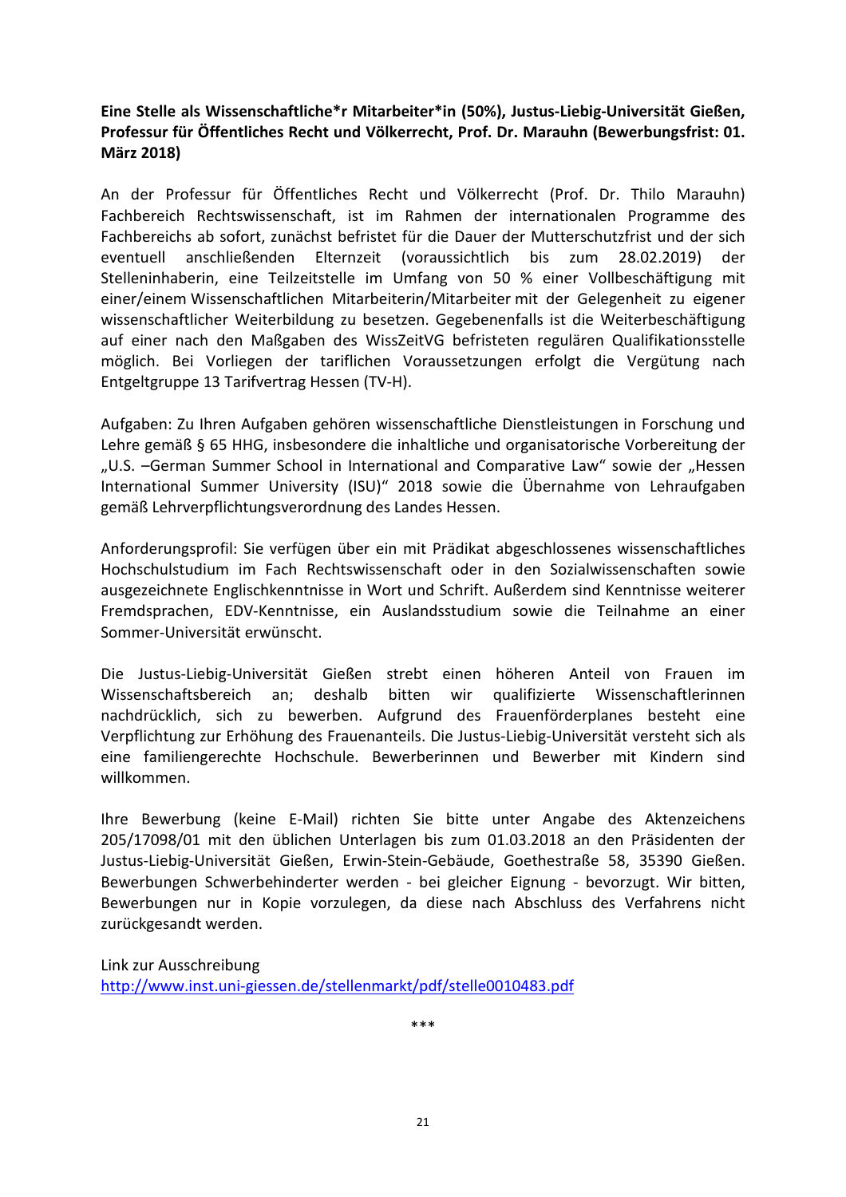**Eine Stelle als Wissenschaftliche*r Mitarbeiter*in (50%), Justus-Liebig-Universität Gießen, Professur für Öffentliches Recht und Völkerrecht, Prof. Dr. Marauhn (Bewerbungsfrist: 01. März 2018)**

An der Professur für Öffentliches Recht und Völkerrecht (Prof. Dr. Thilo Marauhn) Fachbereich Rechtswissenschaft, ist im Rahmen der internationalen Programme des Fachbereichs ab sofort, zunächst befristet für die Dauer der Mutterschutzfrist und der sich eventuell anschließenden Elternzeit (voraussichtlich bis zum 28.02.2019) der Stelleninhaberin, eine Teilzeitstelle im Umfang von 50 % einer Vollbeschäftigung mit einer/einem Wissenschaftlichen Mitarbeiterin/Mitarbeiter mit der Gelegenheit zu eigener wissenschaftlicher Weiterbildung zu besetzen. Gegebenenfalls ist die Weiterbeschäftigung auf einer nach den Maßgaben des WissZeitVG befristeten regulären Qualifikationsstelle möglich. Bei Vorliegen der tariflichen Voraussetzungen erfolgt die Vergütung nach Entgeltgruppe 13 Tarifvertrag Hessen (TV-H).

Aufgaben: Zu Ihren Aufgaben gehören wissenschaftliche Dienstleistungen in Forschung und Lehre gemäß § 65 HHG, insbesondere die inhaltliche und organisatorische Vorbereitung der „U.S. –German Summer School in International and Comparative Law" sowie der „Hessen International Summer University (ISU)" 2018 sowie die Übernahme von Lehraufgaben gemäß Lehrverpflichtungsverordnung des Landes Hessen.

Anforderungsprofil: Sie verfügen über ein mit Prädikat abgeschlossenes wissenschaftliches Hochschulstudium im Fach Rechtswissenschaft oder in den Sozialwissenschaften sowie ausgezeichnete Englischkenntnisse in Wort und Schrift. Außerdem sind Kenntnisse weiterer Fremdsprachen, EDV-Kenntnisse, ein Auslandsstudium sowie die Teilnahme an einer Sommer-Universität erwünscht.

Die Justus-Liebig-Universität Gießen strebt einen höheren Anteil von Frauen im Wissenschaftsbereich an; deshalb bitten wir qualifizierte Wissenschaftlerinnen nachdrücklich, sich zu bewerben. Aufgrund des Frauenförderplanes besteht eine Verpflichtung zur Erhöhung des Frauenanteils. Die Justus-Liebig-Universität versteht sich als eine familiengerechte Hochschule. Bewerberinnen und Bewerber mit Kindern sind willkommen.

Ihre Bewerbung (keine E-Mail) richten Sie bitte unter Angabe des Aktenzeichens 205/17098/01 mit den üblichen Unterlagen bis zum 01.03.2018 an den Präsidenten der Justus-Liebig-Universität Gießen, Erwin-Stein-Gebäude, Goethestraße 58, 35390 Gießen. Bewerbungen Schwerbehinderter werden - bei gleicher Eignung - bevorzugt. Wir bitten, Bewerbungen nur in Kopie vorzulegen, da diese nach Abschluss des Verfahrens nicht zurückgesandt werden.

Link zur Ausschreibung
http://www.inst.uni-giessen.de/stellenmarkt/pdf/stelle0010483.pdf

***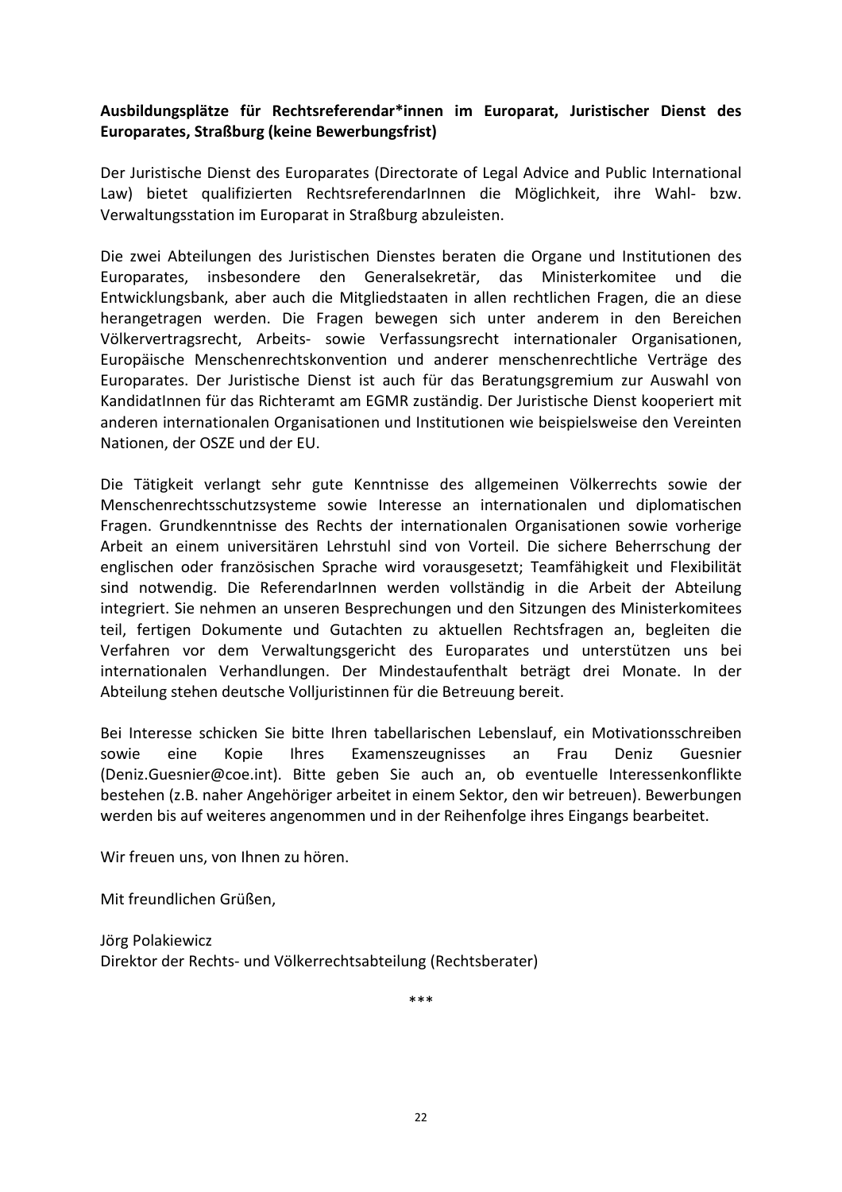**Ausbildungsplätze für Rechtsreferendar*innen im Europarat, Juristischer Dienst des Europarates, Straßburg (keine Bewerbungsfrist)**

Der Juristische Dienst des Europarates (Directorate of Legal Advice and Public International Law) bietet qualifizierten RechtsreferendarInnen die Möglichkeit, ihre Wahl- bzw. Verwaltungsstation im Europarat in Straßburg abzuleisten.

Die zwei Abteilungen des Juristischen Dienstes beraten die Organe und Institutionen des Europarates, insbesondere den Generalsekretär, das Ministerkomitee und die Entwicklungsbank, aber auch die Mitgliedstaaten in allen rechtlichen Fragen, die an diese herangetragen werden. Die Fragen bewegen sich unter anderem in den Bereichen Völkervertragsrecht, Arbeits- sowie Verfassungsrecht internationaler Organisationen, Europäische Menschenrechtskonvention und anderer menschenrechtliche Verträge des Europarates. Der Juristische Dienst ist auch für das Beratungsgremium zur Auswahl von KandidatInnen für das Richteramt am EGMR zuständig. Der Juristische Dienst kooperiert mit anderen internationalen Organisationen und Institutionen wie beispielsweise den Vereinten Nationen, der OSZE und der EU.

Die Tätigkeit verlangt sehr gute Kenntnisse des allgemeinen Völkerrechts sowie der Menschenrechtsschutzsysteme sowie Interesse an internationalen und diplomatischen Fragen. Grundkenntnisse des Rechts der internationalen Organisationen sowie vorherige Arbeit an einem universitären Lehrstuhl sind von Vorteil. Die sichere Beherrschung der englischen oder französischen Sprache wird vorausgesetzt; Teamfähigkeit und Flexibilität sind notwendig. Die ReferendarInnen werden vollständig in die Arbeit der Abteilung integriert. Sie nehmen an unseren Besprechungen und den Sitzungen des Ministerkomitees teil, fertigen Dokumente und Gutachten zu aktuellen Rechtsfragen an, begleiten die Verfahren vor dem Verwaltungsgericht des Europarates und unterstützen uns bei internationalen Verhandlungen. Der Mindestaufenthalt beträgt drei Monate. In der Abteilung stehen deutsche Volljuristinnen für die Betreuung bereit.

Bei Interesse schicken Sie bitte Ihren tabellarischen Lebenslauf, ein Motivationsschreiben sowie eine Kopie Ihres Examenszeugnisses an Frau Deniz Guesnier (Deniz.Guesnier@coe.int). Bitte geben Sie auch an, ob eventuelle Interessenkonflikte bestehen (z.B. naher Angehöriger arbeitet in einem Sektor, den wir betreuen). Bewerbungen werden bis auf weiteres angenommen und in der Reihenfolge ihres Eingangs bearbeitet.

Wir freuen uns, von Ihnen zu hören.

Mit freundlichen Grüßen,

Jörg Polakiewicz
Direktor der Rechts- und Völkerrechtsabteilung (Rechtsberater)

***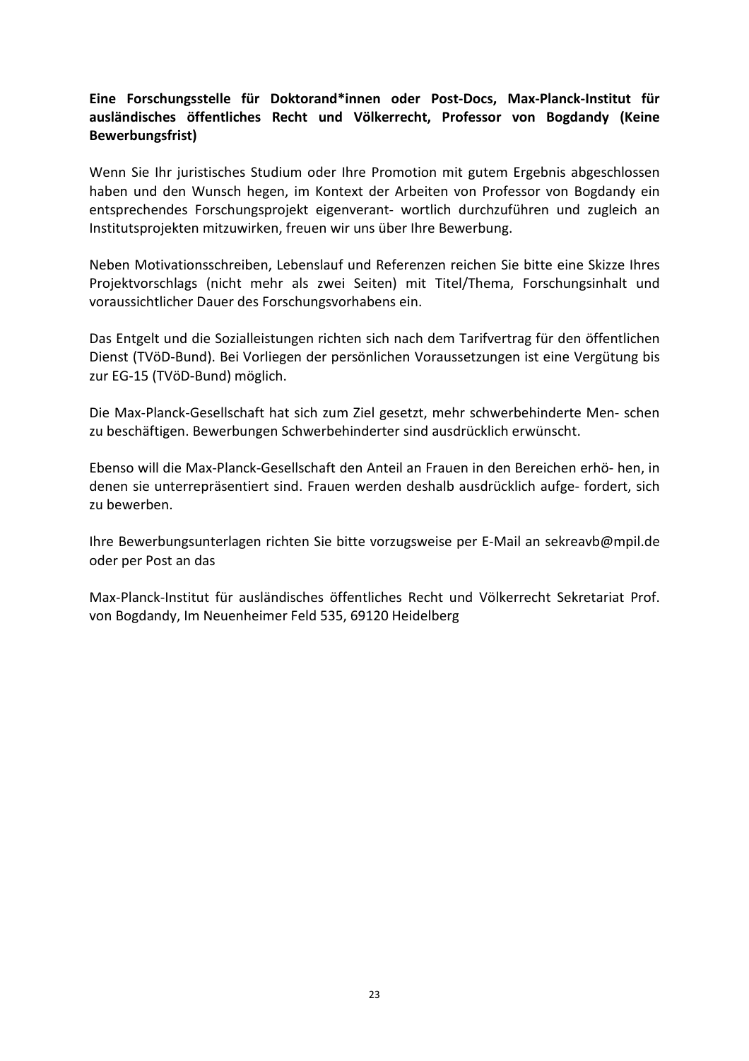**Eine Forschungsstelle für Doktorand*innen oder Post-Docs, Max-Planck-Institut für ausländisches öffentliches Recht und Völkerrecht, Professor von Bogdandy (Keine Bewerbungsfrist)**

Wenn Sie Ihr juristisches Studium oder Ihre Promotion mit gutem Ergebnis abgeschlossen haben und den Wunsch hegen, im Kontext der Arbeiten von Professor von Bogdandy ein entsprechendes Forschungsprojekt eigenverant- wortlich durchzuführen und zugleich an Institutsprojekten mitzuwirken, freuen wir uns über Ihre Bewerbung.

Neben Motivationsschreiben, Lebenslauf und Referenzen reichen Sie bitte eine Skizze Ihres Projektvorschlags (nicht mehr als zwei Seiten) mit Titel/Thema, Forschungsinhalt und voraussichtlicher Dauer des Forschungsvorhabens ein.

Das Entgelt und die Sozialleistungen richten sich nach dem Tarifvertrag für den öffentlichen Dienst (TVöD-Bund). Bei Vorliegen der persönlichen Voraussetzungen ist eine Vergütung bis zur EG-15 (TVöD-Bund) möglich.

Die Max-Planck-Gesellschaft hat sich zum Ziel gesetzt, mehr schwerbehinderte Men- schen zu beschäftigen. Bewerbungen Schwerbehinderter sind ausdrücklich erwünscht.

Ebenso will die Max-Planck-Gesellschaft den Anteil an Frauen in den Bereichen erhö- hen, in denen sie unterrepräsentiert sind. Frauen werden deshalb ausdrücklich aufge- fordert, sich zu bewerben.

Ihre Bewerbungsunterlagen richten Sie bitte vorzugsweise per E-Mail an sekreavb@mpil.de oder per Post an das

Max-Planck-Institut für ausländisches öffentliches Recht und Völkerrecht Sekretariat Prof. von Bogdandy, Im Neuenheimer Feld 535, 69120 Heidelberg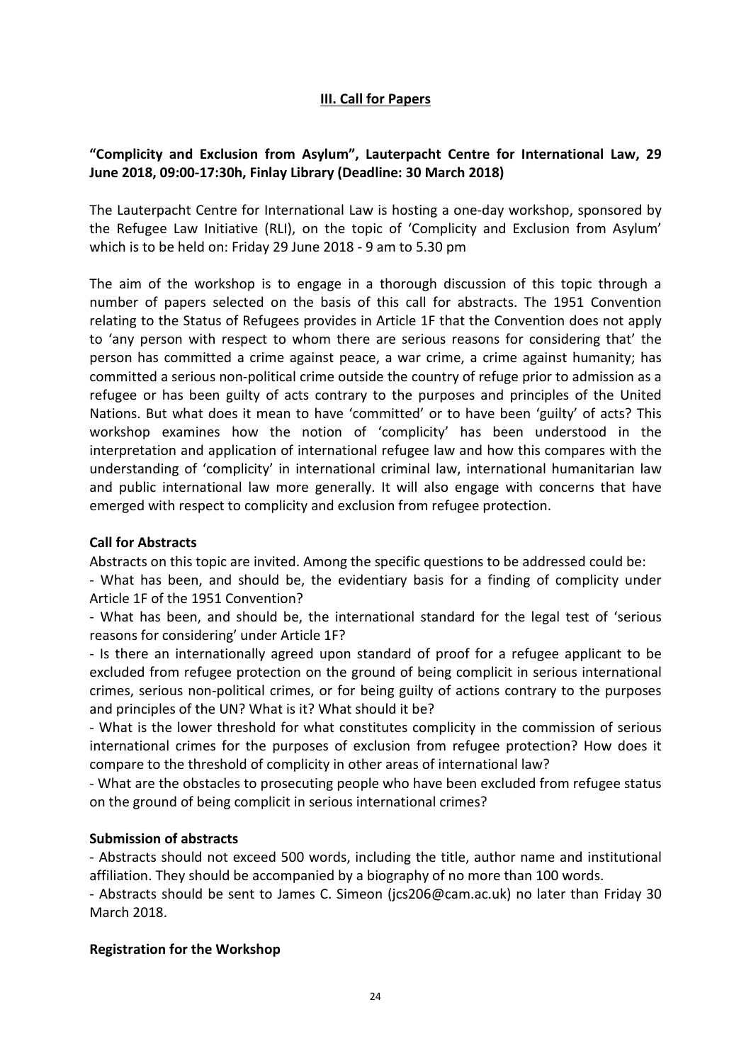## III. Call for Papers

**"Complicity and Exclusion from Asylum", Lauterpacht Centre for International Law, 29 June 2018, 09:00-17:30h, Finlay Library (Deadline: 30 March 2018)**

The Lauterpacht Centre for International Law is hosting a one-day workshop, sponsored by the Refugee Law Initiative (RLI), on the topic of 'Complicity and Exclusion from Asylum' which is to be held on: Friday 29 June 2018 - 9 am to 5.30 pm

The aim of the workshop is to engage in a thorough discussion of this topic through a number of papers selected on the basis of this call for abstracts. The 1951 Convention relating to the Status of Refugees provides in Article 1F that the Convention does not apply to 'any person with respect to whom there are serious reasons for considering that' the person has committed a crime against peace, a war crime, a crime against humanity; has committed a serious non-political crime outside the country of refuge prior to admission as a refugee or has been guilty of acts contrary to the purposes and principles of the United Nations. But what does it mean to have 'committed' or to have been 'guilty' of acts? This workshop examines how the notion of 'complicity' has been understood in the interpretation and application of international refugee law and how this compares with the understanding of 'complicity' in international criminal law, international humanitarian law and public international law more generally. It will also engage with concerns that have emerged with respect to complicity and exclusion from refugee protection.

### Call for Abstracts

Abstracts on this topic are invited. Among the specific questions to be addressed could be:

- What has been, and should be, the evidentiary basis for a finding of complicity under Article 1F of the 1951 Convention?
- What has been, and should be, the international standard for the legal test of 'serious reasons for considering' under Article 1F?
- Is there an internationally agreed upon standard of proof for a refugee applicant to be excluded from refugee protection on the ground of being complicit in serious international crimes, serious non-political crimes, or for being guilty of actions contrary to the purposes and principles of the UN? What is it? What should it be?
- What is the lower threshold for what constitutes complicity in the commission of serious international crimes for the purposes of exclusion from refugee protection? How does it compare to the threshold of complicity in other areas of international law?
- What are the obstacles to prosecuting people who have been excluded from refugee status on the ground of being complicit in serious international crimes?

### Submission of abstracts

- Abstracts should not exceed 500 words, including the title, author name and institutional affiliation. They should be accompanied by a biography of no more than 100 words.
- Abstracts should be sent to James C. Simeon (jcs206@cam.ac.uk) no later than Friday 30 March 2018.

### Registration for the Workshop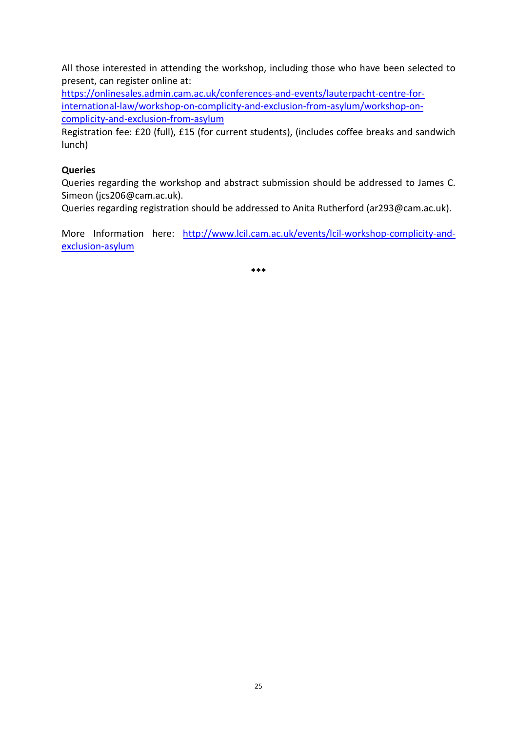All those interested in attending the workshop, including those who have been selected to present, can register online at:
[https://onlinesales.admin.cam.ac.uk/conferences-and-events/lauterpacht-centre-for-international-law/workshop-on-complicity-and-exclusion-from-asylum/workshop-on-complicity-and-exclusion-from-asylum](https://onlinesales.admin.cam.ac.uk/conferences-and-events/lauterpacht-centre-for-international-law/workshop-on-complicity-and-exclusion-from-asylum/workshop-on-complicity-and-exclusion-from-asylum)
Registration fee: £20 (full), £15 (for current students), (includes coffee breaks and sandwich lunch)

**Queries**

Queries regarding the workshop and abstract submission should be addressed to James C. Simeon (jcs206@cam.ac.uk).
Queries regarding registration should be addressed to Anita Rutherford (ar293@cam.ac.uk).

More Information here: [http://www.lcil.cam.ac.uk/events/lcil-workshop-complicity-and-exclusion-asylum](http://www.lcil.cam.ac.uk/events/lcil-workshop-complicity-and-exclusion-asylum)

***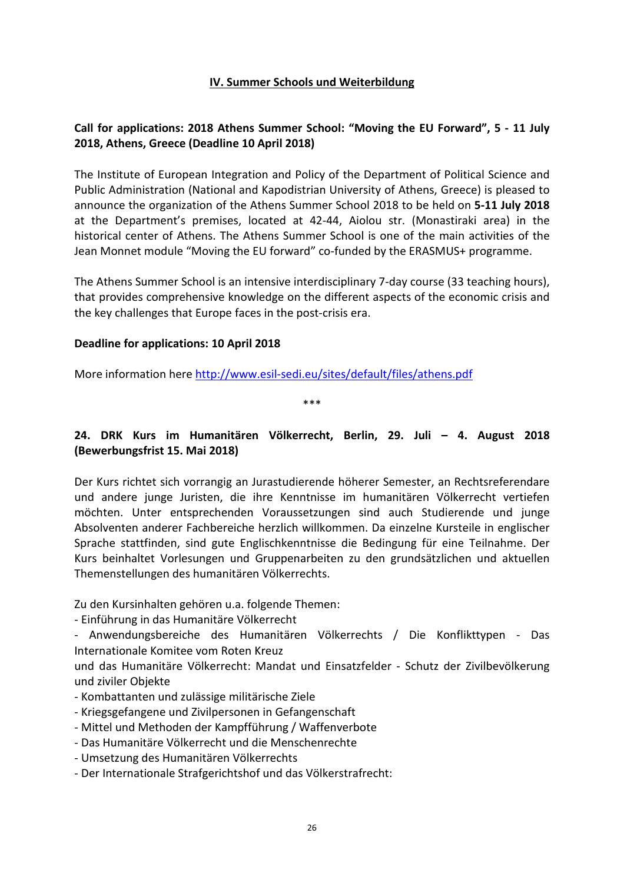## IV. Summer Schools und Weiterbildung

**Call for applications: 2018 Athens Summer School: "Moving the EU Forward", 5 - 11 July 2018, Athens, Greece (Deadline 10 April 2018)**

The Institute of European Integration and Policy of the Department of Political Science and Public Administration (National and Kapodistrian University of Athens, Greece) is pleased to announce the organization of the Athens Summer School 2018 to be held on **5-11 July 2018** at the Department's premises, located at 42-44, Aiolou str. (Monastiraki area) in the historical center of Athens. The Athens Summer School is one of the main activities of the Jean Monnet module "Moving the EU forward" co-funded by the ERASMUS+ programme.

The Athens Summer School is an intensive interdisciplinary 7-day course (33 teaching hours), that provides comprehensive knowledge on the different aspects of the economic crisis and the key challenges that Europe faces in the post-crisis era.

**Deadline for applications: 10 April 2018**

More information here http://www.esil-sedi.eu/sites/default/files/athens.pdf

\*\*\*

**24. DRK Kurs im Humanitären Völkerrecht, Berlin, 29. Juli – 4. August 2018 (Bewerbungsfrist 15. Mai 2018)**

Der Kurs richtet sich vorrangig an Jurastudierende höherer Semester, an Rechtsreferendare und andere junge Juristen, die ihre Kenntnisse im humanitären Völkerrecht vertiefen möchten. Unter entsprechenden Voraussetzungen sind auch Studierende und junge Absolventen anderer Fachbereiche herzlich willkommen. Da einzelne Kursteile in englischer Sprache stattfinden, sind gute Englischkenntnisse die Bedingung für eine Teilnahme. Der Kurs beinhaltet Vorlesungen und Gruppenarbeiten zu den grundsätzlichen und aktuellen Themenstellungen des humanitären Völkerrechts.

Zu den Kursinhalten gehören u.a. folgende Themen:
- Einführung in das Humanitäre Völkerrecht
- Anwendungsbereiche des Humanitären Völkerrechts / Die Konflikttypen - Das Internationale Komitee vom Roten Kreuz und das Humanitäre Völkerrecht: Mandat und Einsatzfelder - Schutz der Zivilbevölkerung und ziviler Objekte
- Kombattanten und zulässige militärische Ziele
- Kriegsgefangene und Zivilpersonen in Gefangenschaft
- Mittel und Methoden der Kampfführung / Waffenverbote
- Das Humanitäre Völkerrecht und die Menschenrechte
- Umsetzung des Humanitären Völkerrechts
- Der Internationale Strafgerichtshof und das Völkerstrafrecht: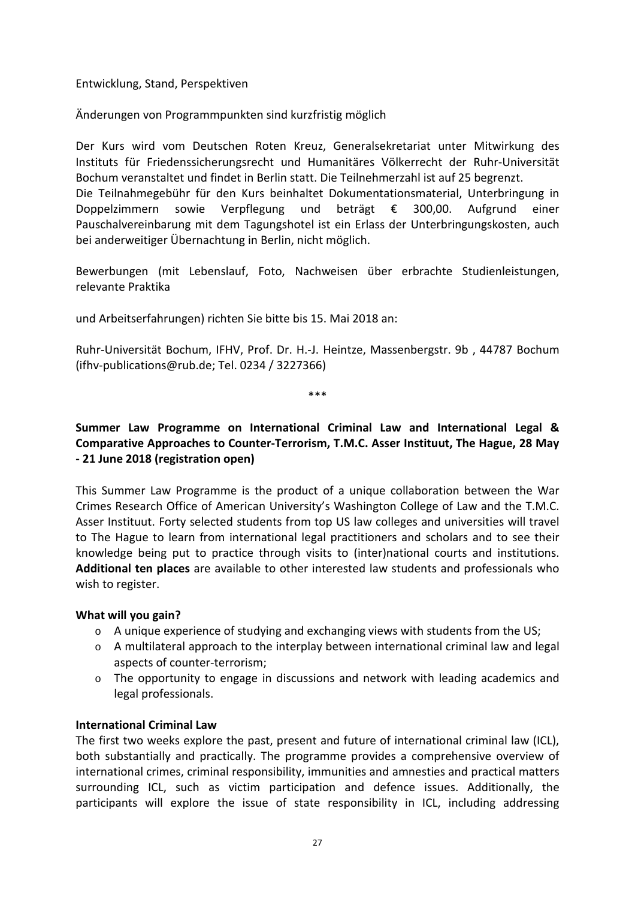Entwicklung, Stand, Perspektiven

Änderungen von Programmpunkten sind kurzfristig möglich

Der Kurs wird vom Deutschen Roten Kreuz, Generalsekretariat unter Mitwirkung des Instituts für Friedenssicherungsrecht und Humanitäres Völkerrecht der Ruhr-Universität Bochum veranstaltet und findet in Berlin statt. Die Teilnehmerzahl ist auf 25 begrenzt.
Die Teilnahmegebühr für den Kurs beinhaltet Dokumentationsmaterial, Unterbringung in Doppelzimmern sowie Verpflegung und beträgt € 300,00. Aufgrund einer Pauschalvereinbarung mit dem Tagungshotel ist ein Erlass der Unterbringungskosten, auch bei anderweitiger Übernachtung in Berlin, nicht möglich.

Bewerbungen (mit Lebenslauf, Foto, Nachweisen über erbrachte Studienleistungen, relevante Praktika

und Arbeitserfahrungen) richten Sie bitte bis 15. Mai 2018 an:

Ruhr-Universität Bochum, IFHV, Prof. Dr. H.-J. Heintze, Massenbergstr. 9b , 44787 Bochum (ifhv-publications@rub.de; Tel. 0234 / 3227366)

***

**Summer Law Programme on International Criminal Law and International Legal & Comparative Approaches to Counter-Terrorism, T.M.C. Asser Instituut, The Hague, 28 May - 21 June 2018 (registration open)**

This Summer Law Programme is the product of a unique collaboration between the War Crimes Research Office of American University's Washington College of Law and the T.M.C. Asser Instituut. Forty selected students from top US law colleges and universities will travel to The Hague to learn from international legal practitioners and scholars and to see their knowledge being put to practice through visits to (inter)national courts and institutions. **Additional ten places** are available to other interested law students and professionals who wish to register.

**What will you gain?**

- A unique experience of studying and exchanging views with students from the US;
- A multilateral approach to the interplay between international criminal law and legal aspects of counter-terrorism;
- The opportunity to engage in discussions and network with leading academics and legal professionals.

**International Criminal Law**

The first two weeks explore the past, present and future of international criminal law (ICL), both substantially and practically. The programme provides a comprehensive overview of international crimes, criminal responsibility, immunities and amnesties and practical matters surrounding ICL, such as victim participation and defence issues. Additionally, the participants will explore the issue of state responsibility in ICL, including addressing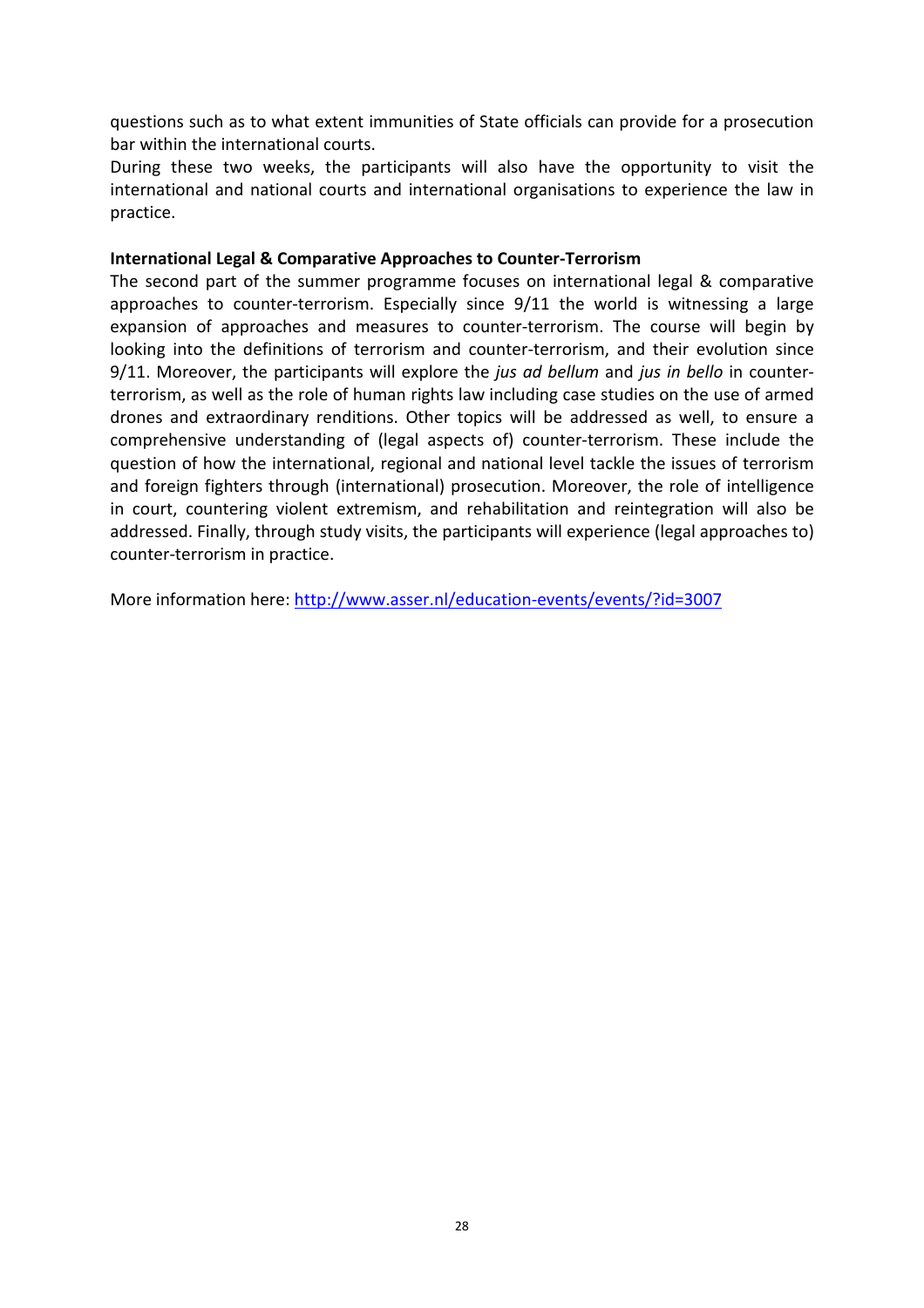questions such as to what extent immunities of State officials can provide for a prosecution bar within the international courts.

During these two weeks, the participants will also have the opportunity to visit the international and national courts and international organisations to experience the law in practice.

**International Legal & Comparative Approaches to Counter-Terrorism**

The second part of the summer programme focuses on international legal & comparative approaches to counter-terrorism. Especially since 9/11 the world is witnessing a large expansion of approaches and measures to counter-terrorism. The course will begin by looking into the definitions of terrorism and counter-terrorism, and their evolution since 9/11. Moreover, the participants will explore the *jus ad bellum* and *jus in bello* in counter-terrorism, as well as the role of human rights law including case studies on the use of armed drones and extraordinary renditions. Other topics will be addressed as well, to ensure a comprehensive understanding of (legal aspects of) counter-terrorism. These include the question of how the international, regional and national level tackle the issues of terrorism and foreign fighters through (international) prosecution. Moreover, the role of intelligence in court, countering violent extremism, and rehabilitation and reintegration will also be addressed. Finally, through study visits, the participants will experience (legal approaches to) counter-terrorism in practice.

More information here: [http://www.asser.nl/education-events/events/?id=3007](http://www.asser.nl/education-events/events/?id=3007)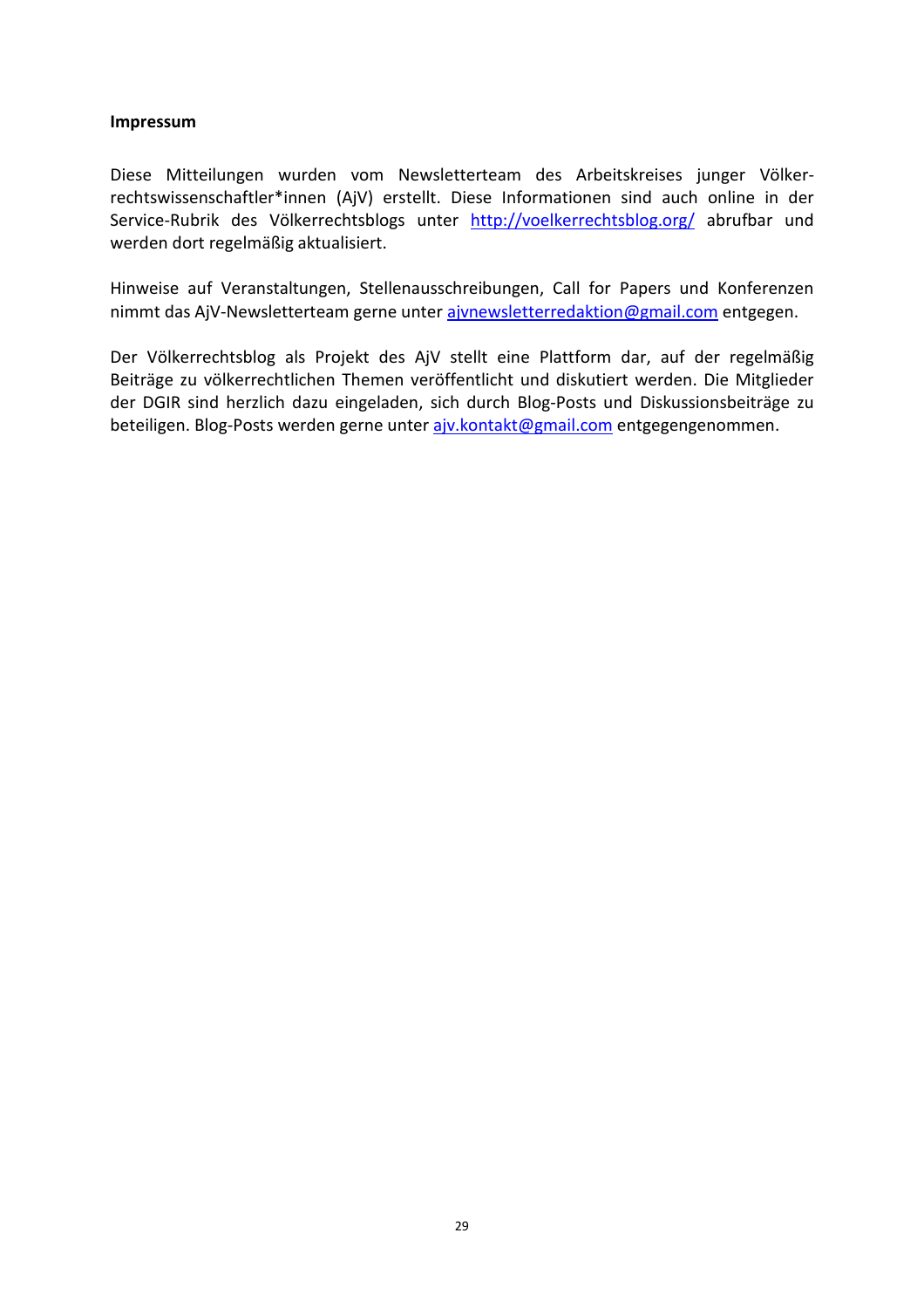**Impressum**

Diese Mitteilungen wurden vom Newsletterteam des Arbeitskreises junger Völkerrechtswissenschaftler*innen (AjV) erstellt. Diese Informationen sind auch online in der Service-Rubrik des Völkerrechtsblogs unter http://voelkerrechtsblog.org/ abrufbar und werden dort regelmäßig aktualisiert.

Hinweise auf Veranstaltungen, Stellenausschreibungen, Call for Papers und Konferenzen nimmt das AjV-Newsletterteam gerne unter ajvnewsletterredaktion@gmail.com entgegen.

Der Völkerrechtsblog als Projekt des AjV stellt eine Plattform dar, auf der regelmäßig Beiträge zu völkerrechtlichen Themen veröffentlicht und diskutiert werden. Die Mitglieder der DGIR sind herzlich dazu eingeladen, sich durch Blog-Posts und Diskussionsbeiträge zu beteiligen. Blog-Posts werden gerne unter ajv.kontakt@gmail.com entgegengenommen.